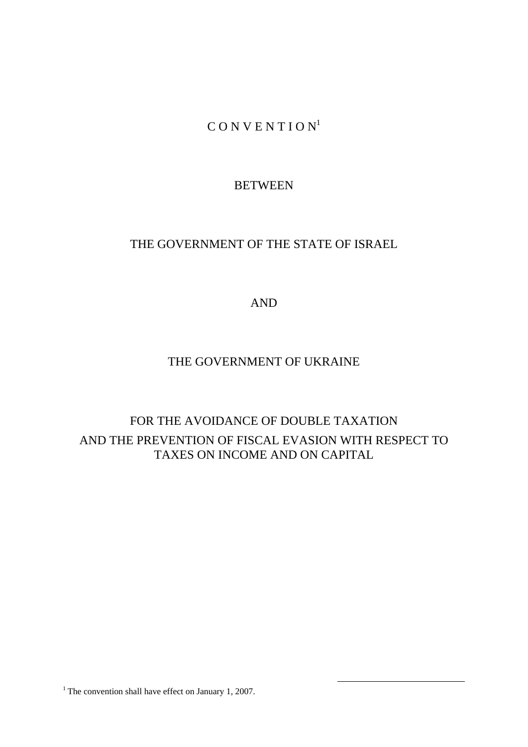# C O N V E N T I O N[1]

BETWEEN

THE GOVERNMENT OF THE STATE OF ISRAEL

AND

THE GOVERNMENT OF UKRAINE

FOR THE AVOIDANCE OF DOUBLE TAXATION
AND THE PREVENTION OF FISCAL EVASION WITH RESPECT TO TAXES ON INCOME AND ON CAPITAL

---

[1] The convention shall have effect on January 1, 2007.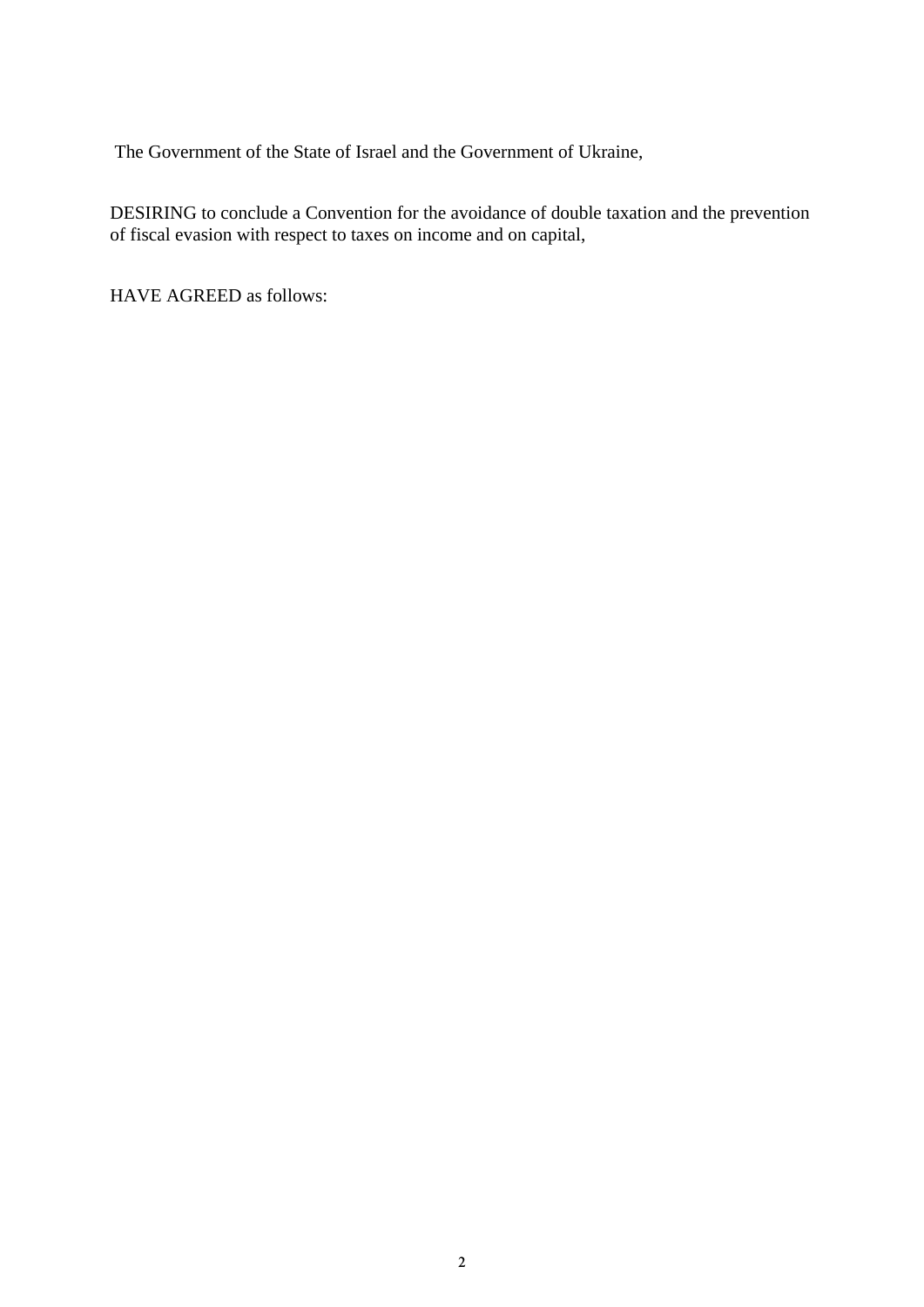The Government of the State of Israel and the Government of Ukraine,

DESIRING to conclude a Convention for the avoidance of double taxation and the prevention of fiscal evasion with respect to taxes on income and on capital,

HAVE AGREED as follows: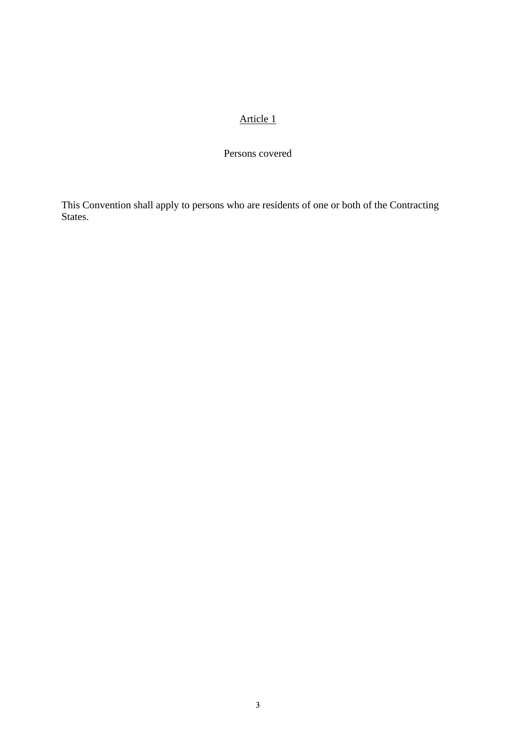## Article 1

### Persons covered

This Convention shall apply to persons who are residents of one or both of the Contracting States.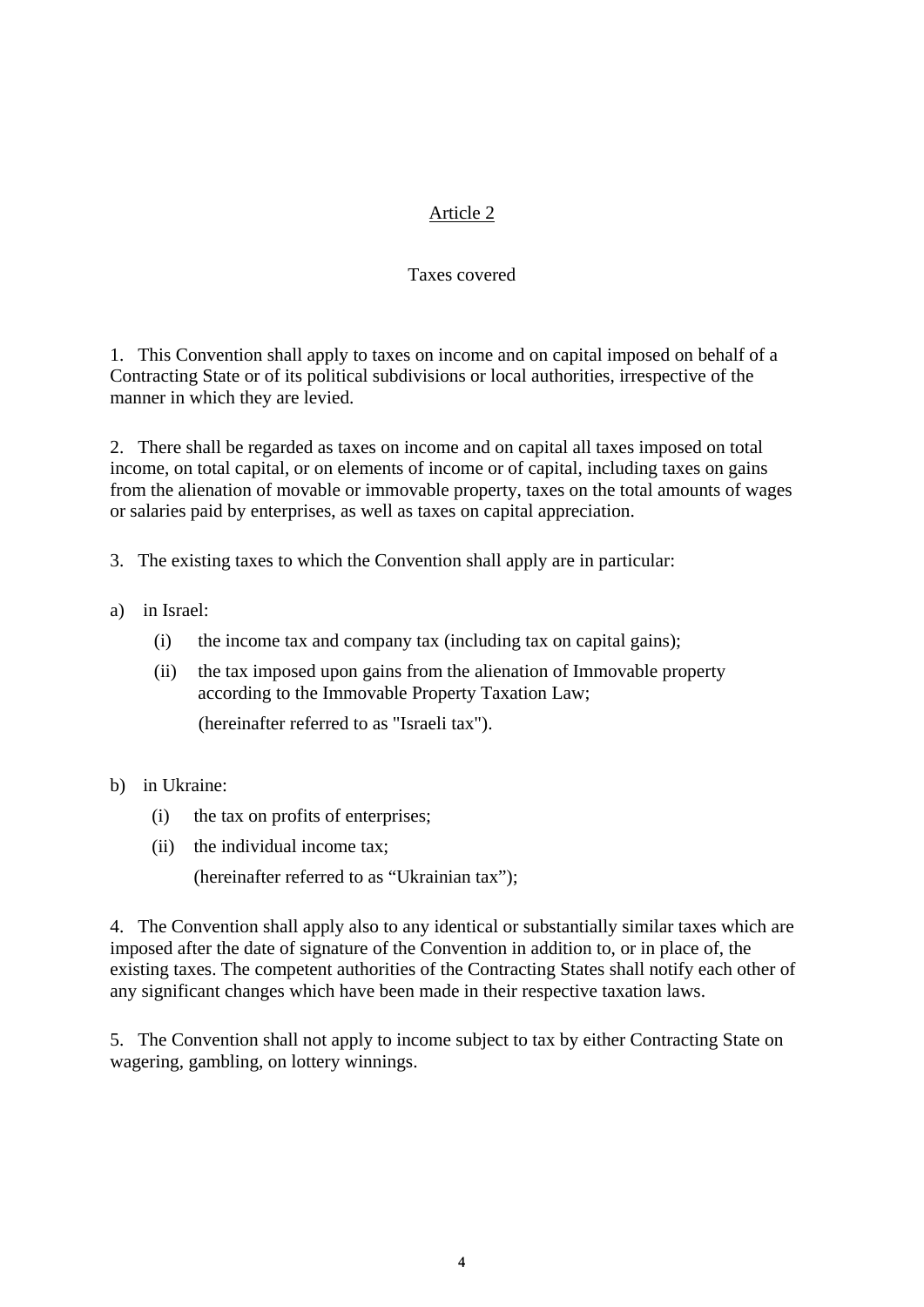## Article 2

### Taxes covered

1. This Convention shall apply to taxes on income and on capital imposed on behalf of a Contracting State or of its political subdivisions or local authorities, irrespective of the manner in which they are levied.

2. There shall be regarded as taxes on income and on capital all taxes imposed on total income, on total capital, or on elements of income or of capital, including taxes on gains from the alienation of movable or immovable property, taxes on the total amounts of wages or salaries paid by enterprises, as well as taxes on capital appreciation.

3. The existing taxes to which the Convention shall apply are in particular:

a) in Israel:

   (i) the income tax and company tax (including tax on capital gains);

   (ii) the tax imposed upon gains from the alienation of Immovable property according to the Immovable Property Taxation Law;

   (hereinafter referred to as "Israeli tax").

b) in Ukraine:

   (i) the tax on profits of enterprises;

   (ii) the individual income tax;

   (hereinafter referred to as “Ukrainian tax”);

4. The Convention shall apply also to any identical or substantially similar taxes which are imposed after the date of signature of the Convention in addition to, or in place of, the existing taxes. The competent authorities of the Contracting States shall notify each other of any significant changes which have been made in their respective taxation laws.

5. The Convention shall not apply to income subject to tax by either Contracting State on wagering, gambling, on lottery winnings.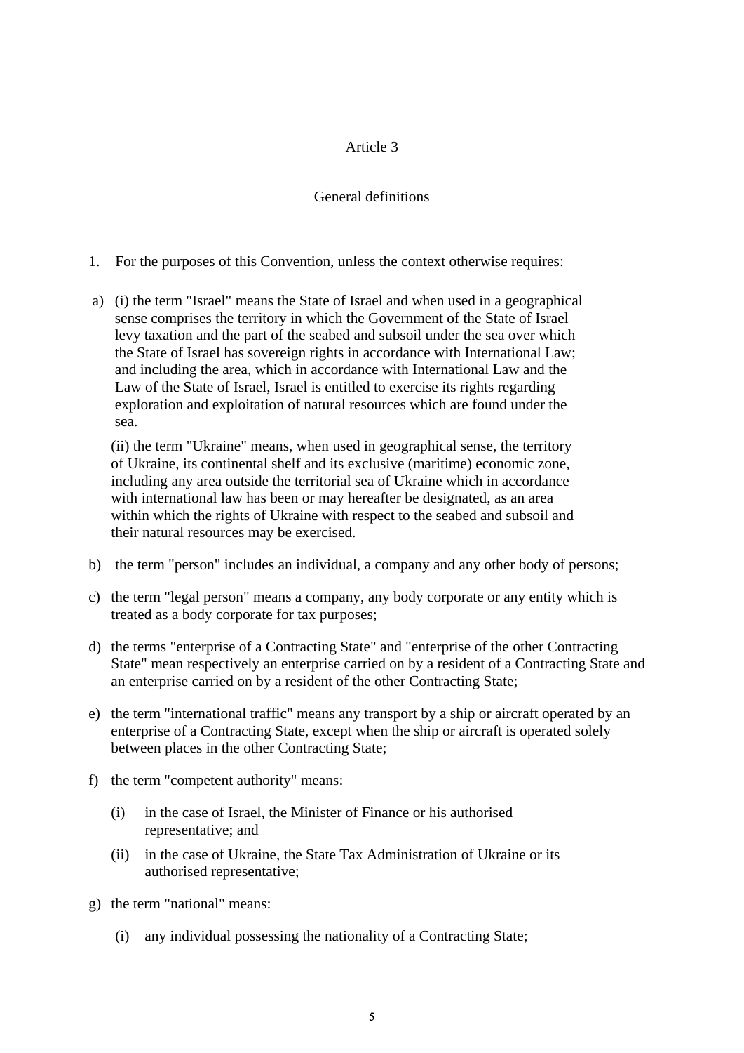## Article 3

### General definitions

1. For the purposes of this Convention, unless the context otherwise requires:

a) (i) the term "Israel" means the State of Israel and when used in a geographical sense comprises the territory in which the Government of the State of Israel levy taxation and the part of the seabed and subsoil under the sea over which the State of Israel has sovereign rights in accordance with International Law; and including the area, which in accordance with International Law and the Law of the State of Israel, Israel is entitled to exercise its rights regarding exploration and exploitation of natural resources which are found under the sea.

(ii) the term "Ukraine" means, when used in geographical sense, the territory of Ukraine, its continental shelf and its exclusive (maritime) economic zone, including any area outside the territorial sea of Ukraine which in accordance with international law has been or may hereafter be designated, as an area within which the rights of Ukraine with respect to the seabed and subsoil and their natural resources may be exercised.

b) the term "person" includes an individual, a company and any other body of persons;

c) the term "legal person" means a company, any body corporate or any entity which is treated as a body corporate for tax purposes;

d) the terms "enterprise of a Contracting State" and "enterprise of the other Contracting State" mean respectively an enterprise carried on by a resident of a Contracting State and an enterprise carried on by a resident of the other Contracting State;

e) the term "international traffic" means any transport by a ship or aircraft operated by an enterprise of a Contracting State, except when the ship or aircraft is operated solely between places in the other Contracting State;

f) the term "competent authority" means:

   (i) in the case of Israel, the Minister of Finance or his authorised representative; and

   (ii) in the case of Ukraine, the State Tax Administration of Ukraine or its authorised representative;

g) the term "national" means:

   (i) any individual possessing the nationality of a Contracting State;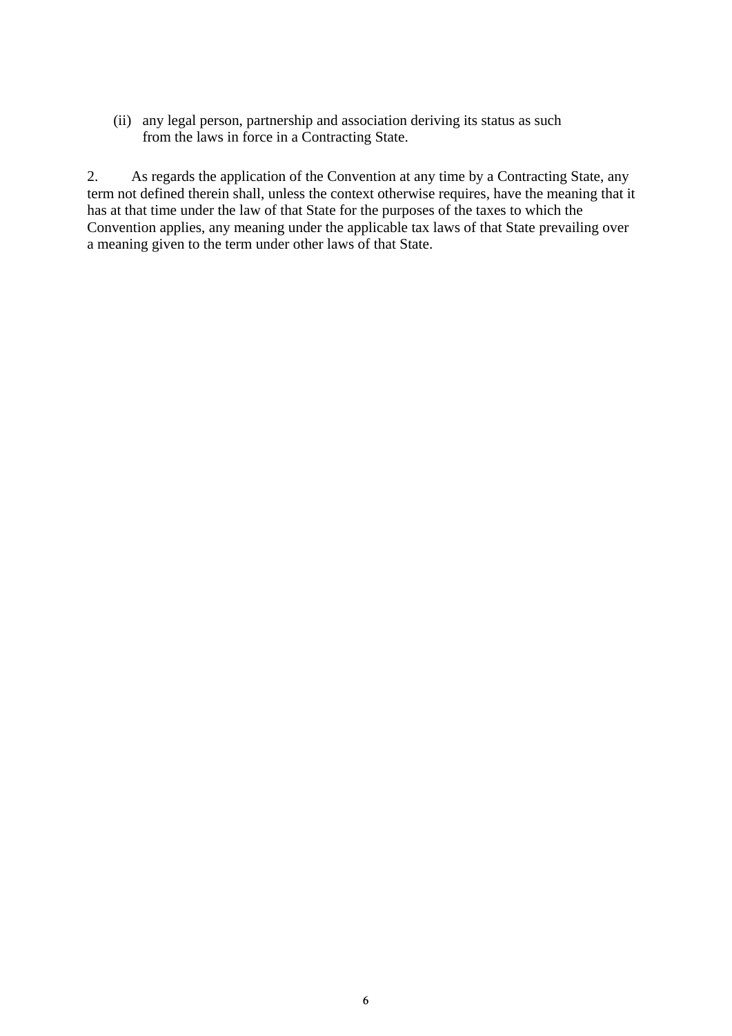(ii) any legal person, partnership and association deriving its status as such from the laws in force in a Contracting State.

2. As regards the application of the Convention at any time by a Contracting State, any term not defined therein shall, unless the context otherwise requires, have the meaning that it has at that time under the law of that State for the purposes of the taxes to which the Convention applies, any meaning under the applicable tax laws of that State prevailing over a meaning given to the term under other laws of that State.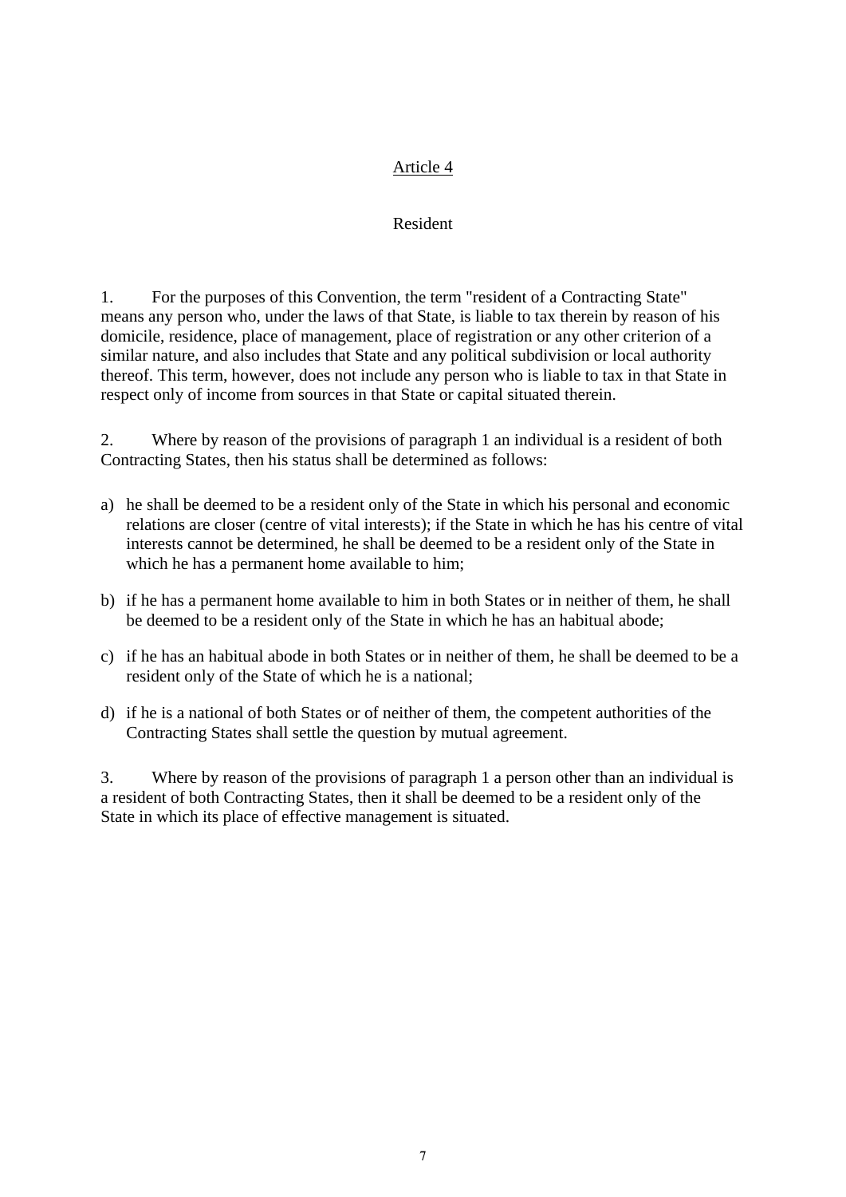## Article 4

### Resident

1. For the purposes of this Convention, the term "resident of a Contracting State" means any person who, under the laws of that State, is liable to tax therein by reason of his domicile, residence, place of management, place of registration or any other criterion of a similar nature, and also includes that State and any political subdivision or local authority thereof. This term, however, does not include any person who is liable to tax in that State in respect only of income from sources in that State or capital situated therein.

2. Where by reason of the provisions of paragraph 1 an individual is a resident of both Contracting States, then his status shall be determined as follows:

a) he shall be deemed to be a resident only of the State in which his personal and economic relations are closer (centre of vital interests); if the State in which he has his centre of vital interests cannot be determined, he shall be deemed to be a resident only of the State in which he has a permanent home available to him;

b) if he has a permanent home available to him in both States or in neither of them, he shall be deemed to be a resident only of the State in which he has an habitual abode;

c) if he has an habitual abode in both States or in neither of them, he shall be deemed to be a resident only of the State of which he is a national;

d) if he is a national of both States or of neither of them, the competent authorities of the Contracting States shall settle the question by mutual agreement.

3. Where by reason of the provisions of paragraph 1 a person other than an individual is a resident of both Contracting States, then it shall be deemed to be a resident only of the State in which its place of effective management is situated.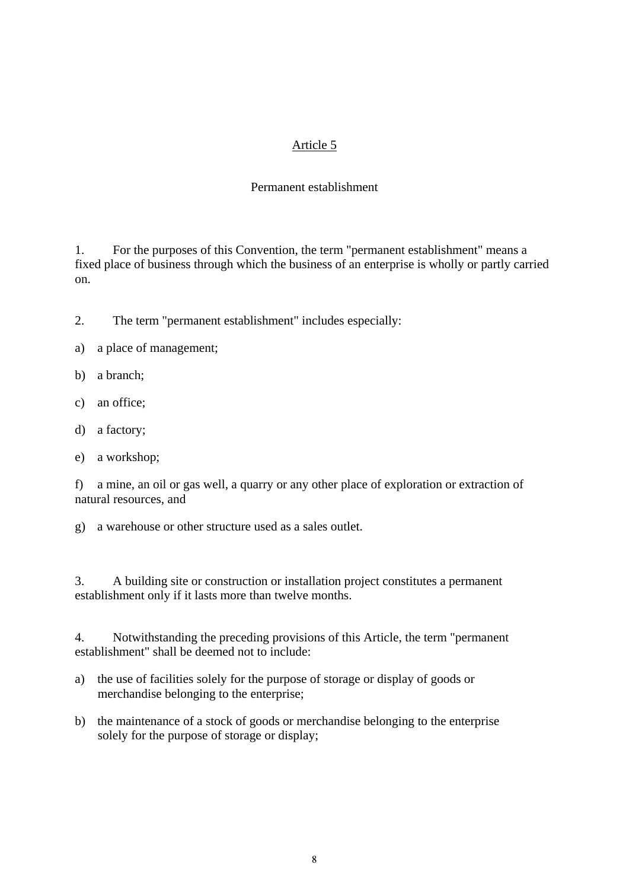## Article 5

### Permanent establishment

1. For the purposes of this Convention, the term "permanent establishment" means a fixed place of business through which the business of an enterprise is wholly or partly carried on.

2. The term "permanent establishment" includes especially:

a) a place of management;

b) a branch;

c) an office;

d) a factory;

e) a workshop;

f) a mine, an oil or gas well, a quarry or any other place of exploration or extraction of natural resources, and

g) a warehouse or other structure used as a sales outlet.

3. A building site or construction or installation project constitutes a permanent establishment only if it lasts more than twelve months.

4. Notwithstanding the preceding provisions of this Article, the term "permanent establishment" shall be deemed not to include:

a) the use of facilities solely for the purpose of storage or display of goods or merchandise belonging to the enterprise;

b) the maintenance of a stock of goods or merchandise belonging to the enterprise solely for the purpose of storage or display;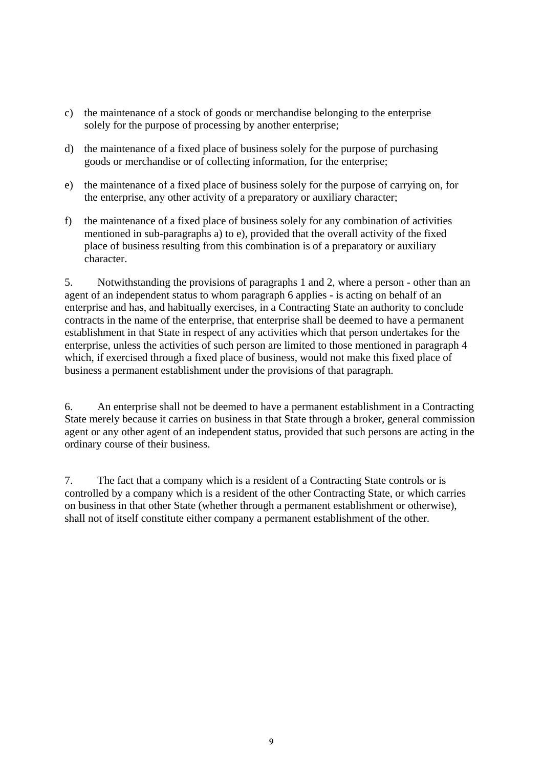c) the maintenance of a stock of goods or merchandise belonging to the enterprise solely for the purpose of processing by another enterprise;

d) the maintenance of a fixed place of business solely for the purpose of purchasing goods or merchandise or of collecting information, for the enterprise;

e) the maintenance of a fixed place of business solely for the purpose of carrying on, for the enterprise, any other activity of a preparatory or auxiliary character;

f) the maintenance of a fixed place of business solely for any combination of activities mentioned in sub-paragraphs a) to e), provided that the overall activity of the fixed place of business resulting from this combination is of a preparatory or auxiliary character.

5. Notwithstanding the provisions of paragraphs 1 and 2, where a person - other than an agent of an independent status to whom paragraph 6 applies - is acting on behalf of an enterprise and has, and habitually exercises, in a Contracting State an authority to conclude contracts in the name of the enterprise, that enterprise shall be deemed to have a permanent establishment in that State in respect of any activities which that person undertakes for the enterprise, unless the activities of such person are limited to those mentioned in paragraph 4 which, if exercised through a fixed place of business, would not make this fixed place of business a permanent establishment under the provisions of that paragraph.

6. An enterprise shall not be deemed to have a permanent establishment in a Contracting State merely because it carries on business in that State through a broker, general commission agent or any other agent of an independent status, provided that such persons are acting in the ordinary course of their business.

7. The fact that a company which is a resident of a Contracting State controls or is controlled by a company which is a resident of the other Contracting State, or which carries on business in that other State (whether through a permanent establishment or otherwise), shall not of itself constitute either company a permanent establishment of the other.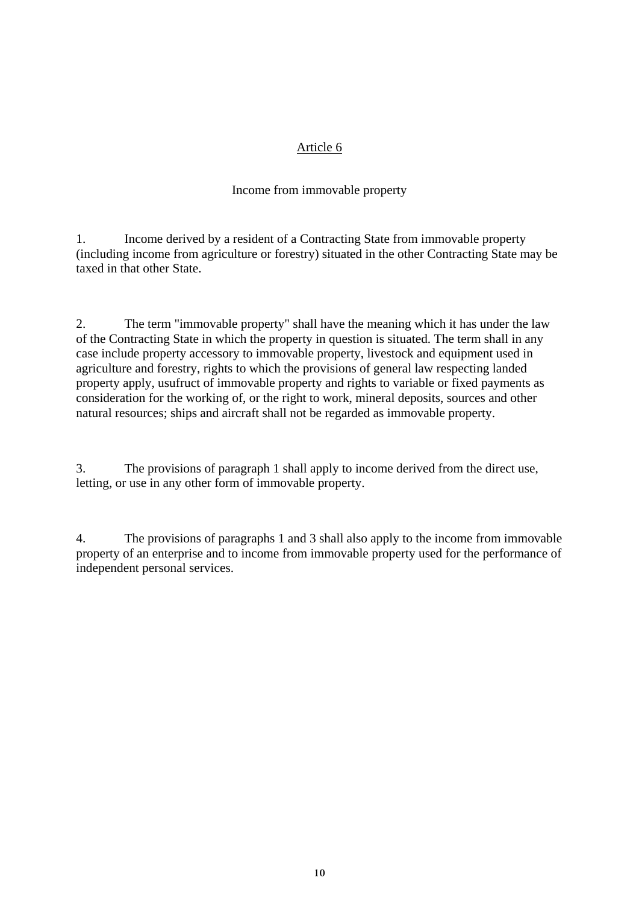## Article 6

### Income from immovable property

1. Income derived by a resident of a Contracting State from immovable property (including income from agriculture or forestry) situated in the other Contracting State may be taxed in that other State.

2. The term "immovable property" shall have the meaning which it has under the law of the Contracting State in which the property in question is situated. The term shall in any case include property accessory to immovable property, livestock and equipment used in agriculture and forestry, rights to which the provisions of general law respecting landed property apply, usufruct of immovable property and rights to variable or fixed payments as consideration for the working of, or the right to work, mineral deposits, sources and other natural resources; ships and aircraft shall not be regarded as immovable property.

3. The provisions of paragraph 1 shall apply to income derived from the direct use, letting, or use in any other form of immovable property.

4. The provisions of paragraphs 1 and 3 shall also apply to the income from immovable property of an enterprise and to income from immovable property used for the performance of independent personal services.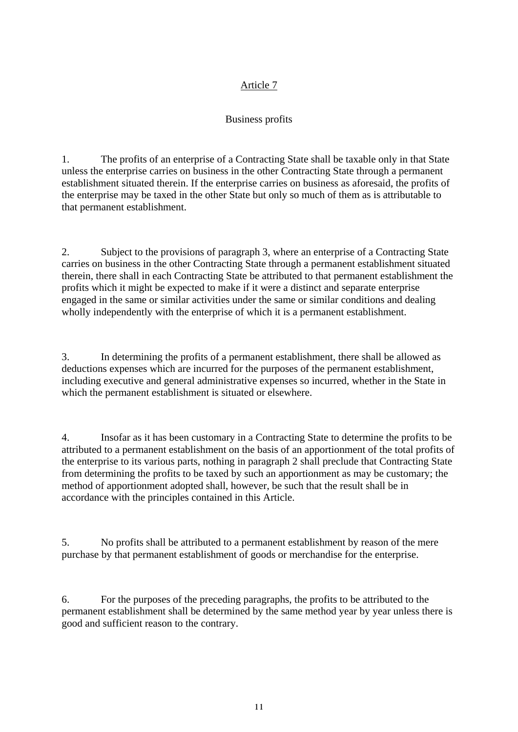## Article 7

### Business profits

1. The profits of an enterprise of a Contracting State shall be taxable only in that State unless the enterprise carries on business in the other Contracting State through a permanent establishment situated therein. If the enterprise carries on business as aforesaid, the profits of the enterprise may be taxed in the other State but only so much of them as is attributable to that permanent establishment.

2. Subject to the provisions of paragraph 3, where an enterprise of a Contracting State carries on business in the other Contracting State through a permanent establishment situated therein, there shall in each Contracting State be attributed to that permanent establishment the profits which it might be expected to make if it were a distinct and separate enterprise engaged in the same or similar activities under the same or similar conditions and dealing wholly independently with the enterprise of which it is a permanent establishment.

3. In determining the profits of a permanent establishment, there shall be allowed as deductions expenses which are incurred for the purposes of the permanent establishment, including executive and general administrative expenses so incurred, whether in the State in which the permanent establishment is situated or elsewhere.

4. Insofar as it has been customary in a Contracting State to determine the profits to be attributed to a permanent establishment on the basis of an apportionment of the total profits of the enterprise to its various parts, nothing in paragraph 2 shall preclude that Contracting State from determining the profits to be taxed by such an apportionment as may be customary; the method of apportionment adopted shall, however, be such that the result shall be in accordance with the principles contained in this Article.

5. No profits shall be attributed to a permanent establishment by reason of the mere purchase by that permanent establishment of goods or merchandise for the enterprise.

6. For the purposes of the preceding paragraphs, the profits to be attributed to the permanent establishment shall be determined by the same method year by year unless there is good and sufficient reason to the contrary.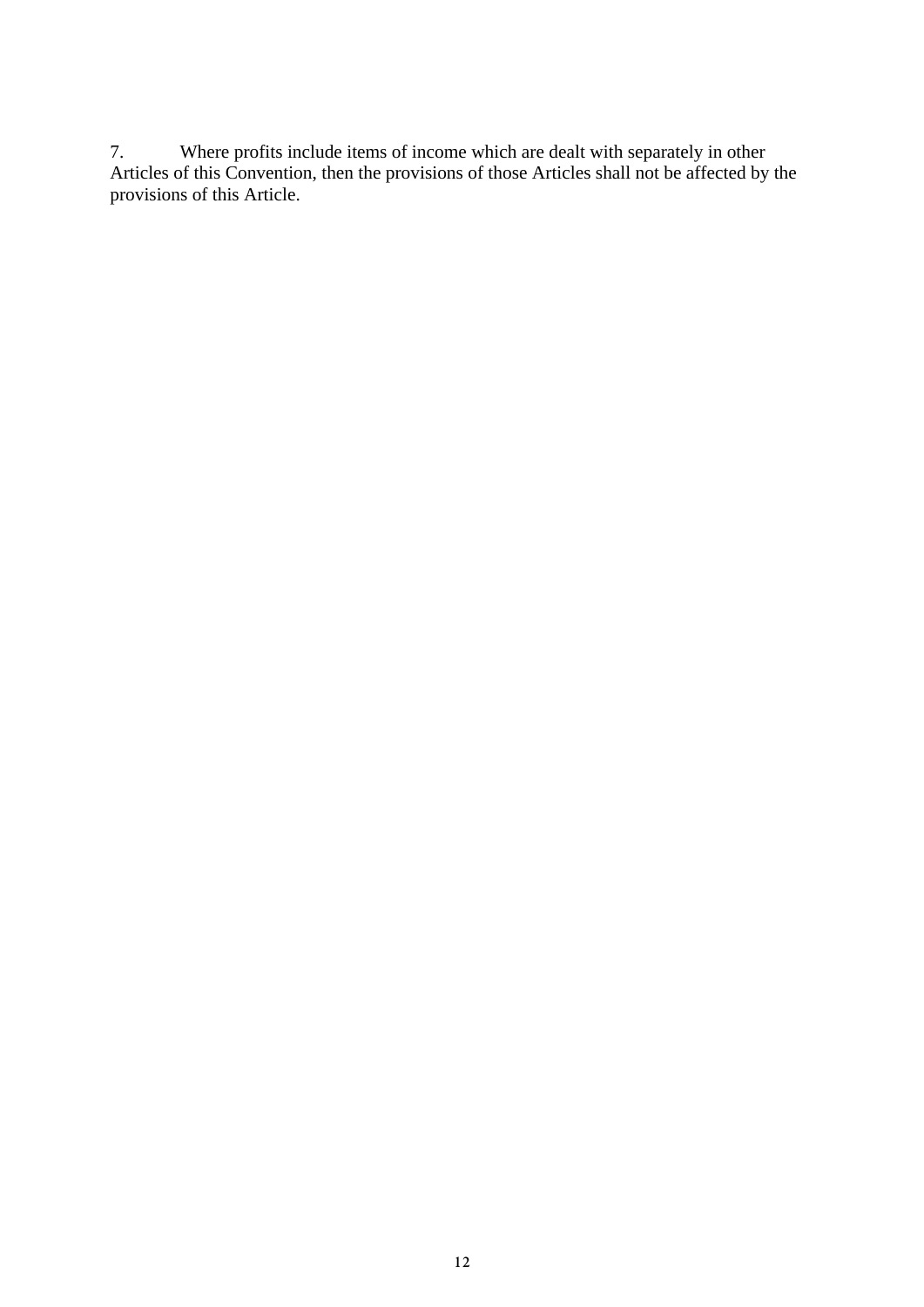7. Where profits include items of income which are dealt with separately in other Articles of this Convention, then the provisions of those Articles shall not be affected by the provisions of this Article.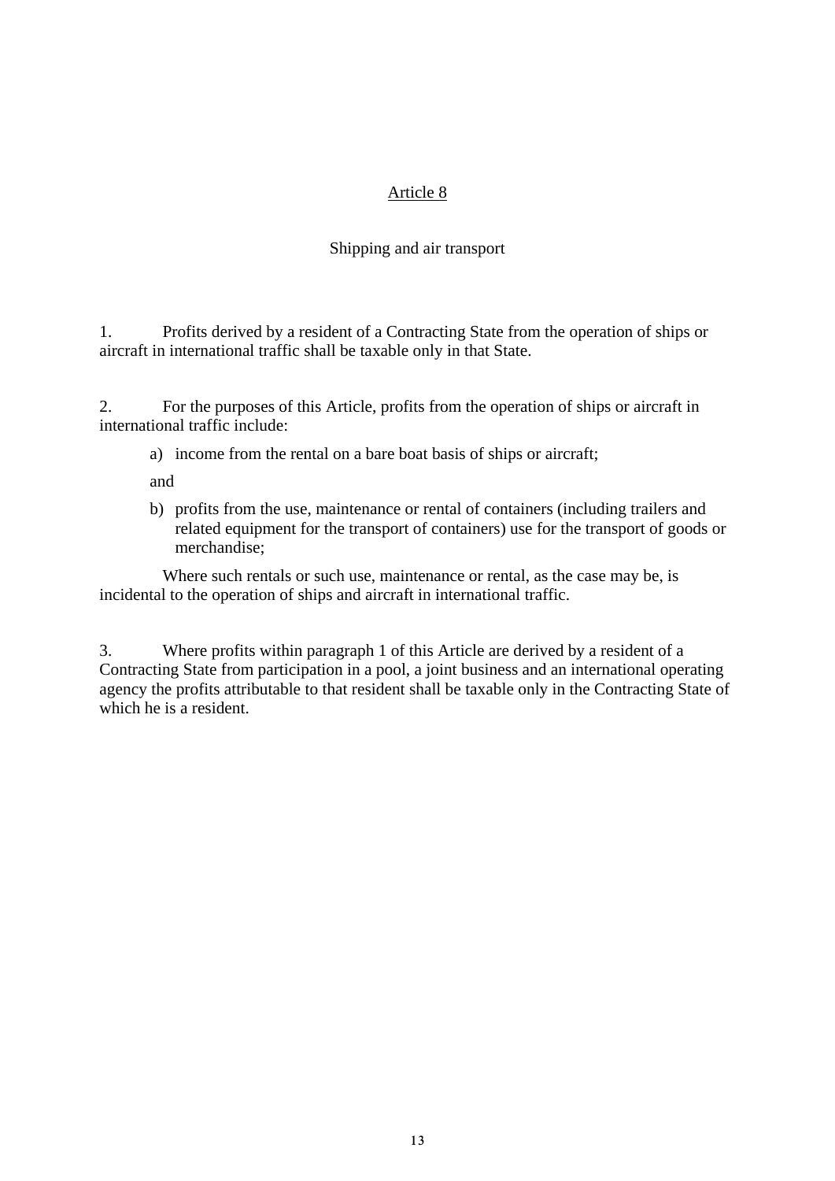## Article 8

### Shipping and air transport

1. Profits derived by a resident of a Contracting State from the operation of ships or aircraft in international traffic shall be taxable only in that State.

2. For the purposes of this Article, profits from the operation of ships or aircraft in international traffic include:

   a) income from the rental on a bare boat basis of ships or aircraft;

   and

   b) profits from the use, maintenance or rental of containers (including trailers and related equipment for the transport of containers) use for the transport of goods or merchandise;

   Where such rentals or such use, maintenance or rental, as the case may be, is incidental to the operation of ships and aircraft in international traffic.

3. Where profits within paragraph 1 of this Article are derived by a resident of a Contracting State from participation in a pool, a joint business and an international operating agency the profits attributable to that resident shall be taxable only in the Contracting State of which he is a resident.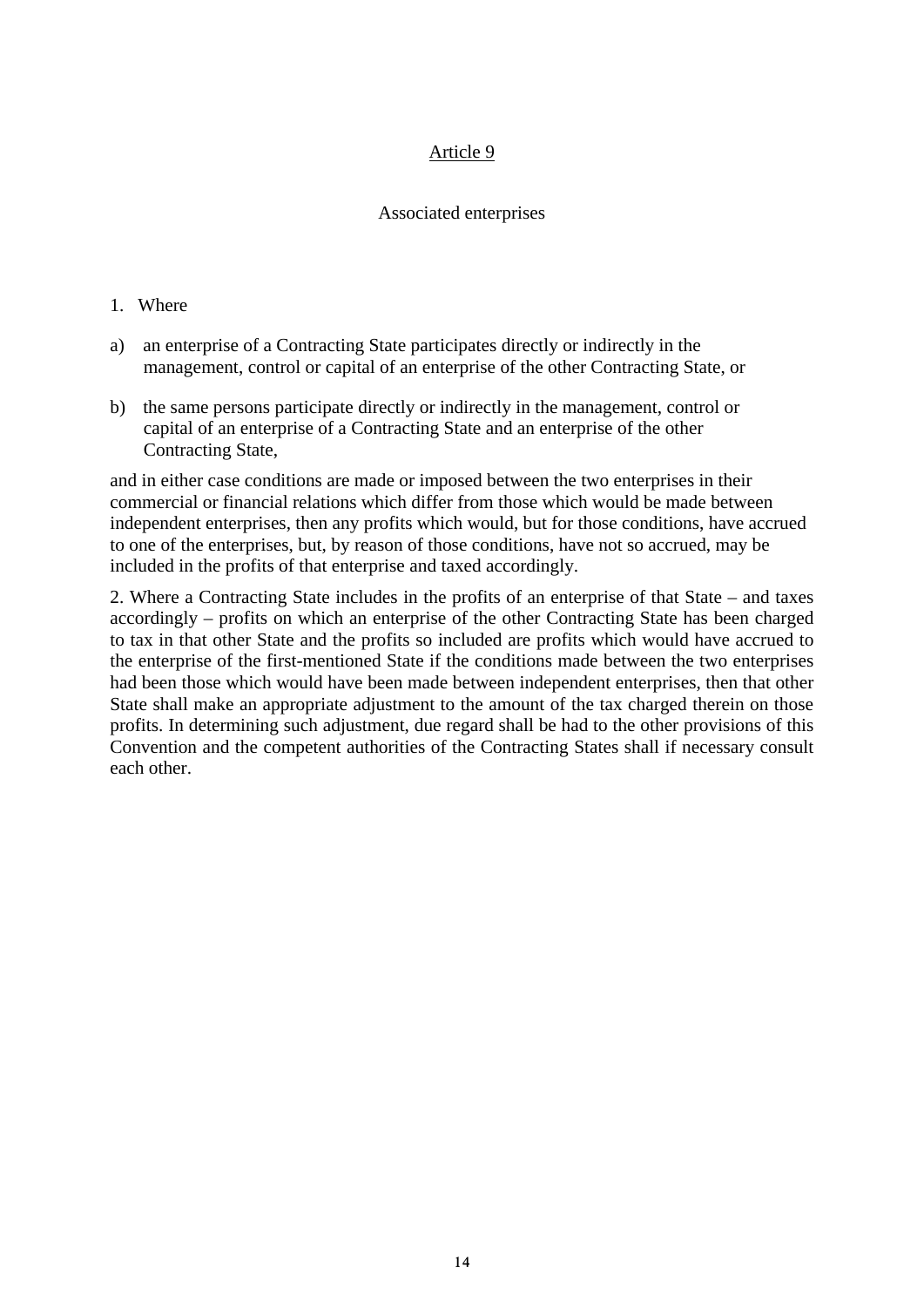## Article 9

### Associated enterprises

1. Where

a) an enterprise of a Contracting State participates directly or indirectly in the management, control or capital of an enterprise of the other Contracting State, or

b) the same persons participate directly or indirectly in the management, control or capital of an enterprise of a Contracting State and an enterprise of the other Contracting State,

and in either case conditions are made or imposed between the two enterprises in their commercial or financial relations which differ from those which would be made between independent enterprises, then any profits which would, but for those conditions, have accrued to one of the enterprises, but, by reason of those conditions, have not so accrued, may be included in the profits of that enterprise and taxed accordingly.

2. Where a Contracting State includes in the profits of an enterprise of that State – and taxes accordingly – profits on which an enterprise of the other Contracting State has been charged to tax in that other State and the profits so included are profits which would have accrued to the enterprise of the first-mentioned State if the conditions made between the two enterprises had been those which would have been made between independent enterprises, then that other State shall make an appropriate adjustment to the amount of the tax charged therein on those profits. In determining such adjustment, due regard shall be had to the other provisions of this Convention and the competent authorities of the Contracting States shall if necessary consult each other.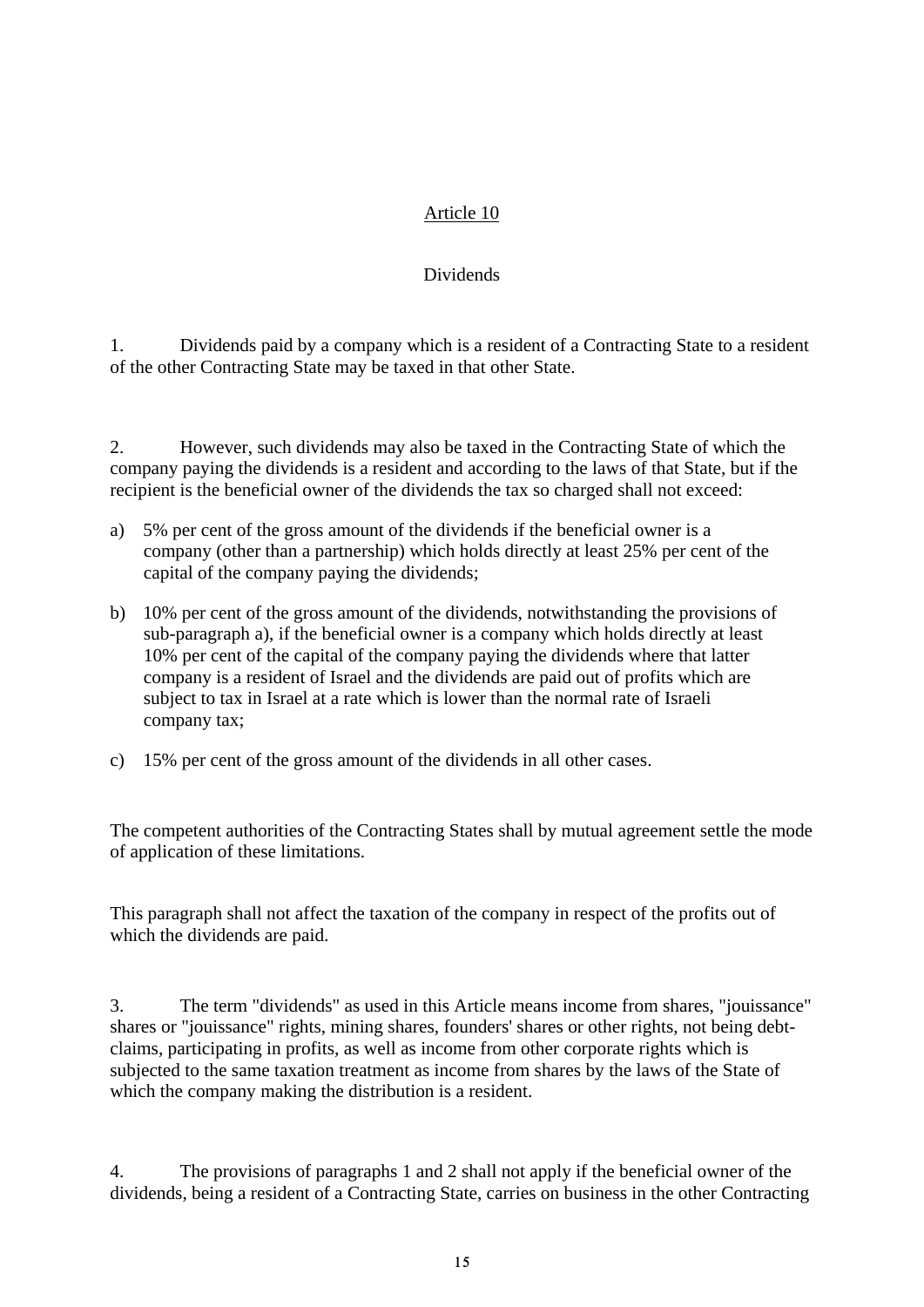## Article 10

### Dividends

1. Dividends paid by a company which is a resident of a Contracting State to a resident of the other Contracting State may be taxed in that other State.

2. However, such dividends may also be taxed in the Contracting State of which the company paying the dividends is a resident and according to the laws of that State, but if the recipient is the beneficial owner of the dividends the tax so charged shall not exceed:

a) 5% per cent of the gross amount of the dividends if the beneficial owner is a company (other than a partnership) which holds directly at least 25% per cent of the capital of the company paying the dividends;

b) 10% per cent of the gross amount of the dividends, notwithstanding the provisions of sub-paragraph a), if the beneficial owner is a company which holds directly at least 10% per cent of the capital of the company paying the dividends where that latter company is a resident of Israel and the dividends are paid out of profits which are subject to tax in Israel at a rate which is lower than the normal rate of Israeli company tax;

c) 15% per cent of the gross amount of the dividends in all other cases.

The competent authorities of the Contracting States shall by mutual agreement settle the mode of application of these limitations.

This paragraph shall not affect the taxation of the company in respect of the profits out of which the dividends are paid.

3. The term "dividends" as used in this Article means income from shares, "jouissance" shares or "jouissance" rights, mining shares, founders' shares or other rights, not being debt-claims, participating in profits, as well as income from other corporate rights which is subjected to the same taxation treatment as income from shares by the laws of the State of which the company making the distribution is a resident.

4. The provisions of paragraphs 1 and 2 shall not apply if the beneficial owner of the dividends, being a resident of a Contracting State, carries on business in the other Contracting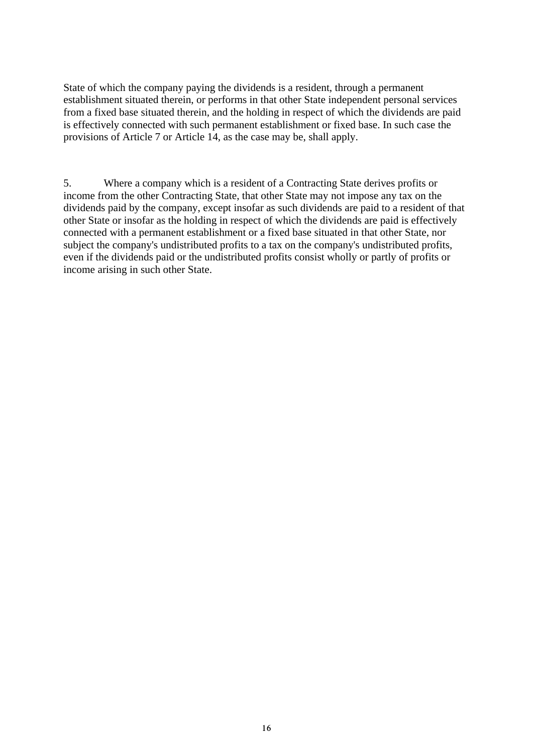State of which the company paying the dividends is a resident, through a permanent establishment situated therein, or performs in that other State independent personal services from a fixed base situated therein, and the holding in respect of which the dividends are paid is effectively connected with such permanent establishment or fixed base. In such case the provisions of Article 7 or Article 14, as the case may be, shall apply.

5. Where a company which is a resident of a Contracting State derives profits or income from the other Contracting State, that other State may not impose any tax on the dividends paid by the company, except insofar as such dividends are paid to a resident of that other State or insofar as the holding in respect of which the dividends are paid is effectively connected with a permanent establishment or a fixed base situated in that other State, nor subject the company's undistributed profits to a tax on the company's undistributed profits, even if the dividends paid or the undistributed profits consist wholly or partly of profits or income arising in such other State.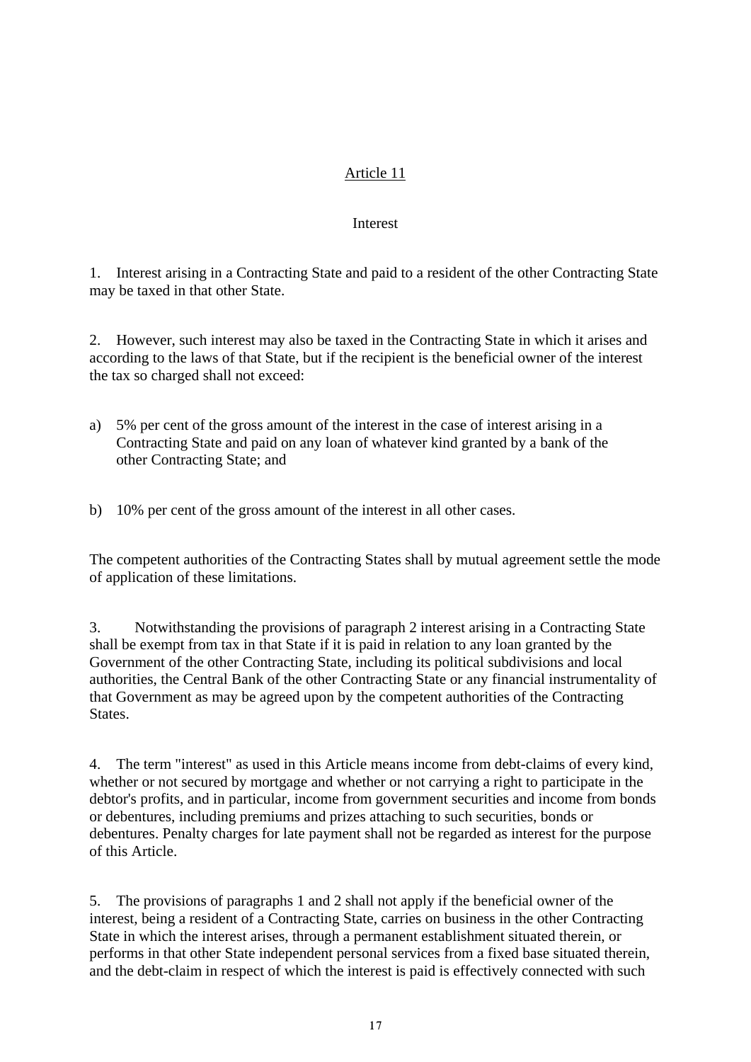## Article 11

### Interest

1. Interest arising in a Contracting State and paid to a resident of the other Contracting State may be taxed in that other State.

2. However, such interest may also be taxed in the Contracting State in which it arises and according to the laws of that State, but if the recipient is the beneficial owner of the interest the tax so charged shall not exceed:

a) 5% per cent of the gross amount of the interest in the case of interest arising in a Contracting State and paid on any loan of whatever kind granted by a bank of the other Contracting State; and

b) 10% per cent of the gross amount of the interest in all other cases.

The competent authorities of the Contracting States shall by mutual agreement settle the mode of application of these limitations.

3. Notwithstanding the provisions of paragraph 2 interest arising in a Contracting State shall be exempt from tax in that State if it is paid in relation to any loan granted by the Government of the other Contracting State, including its political subdivisions and local authorities, the Central Bank of the other Contracting State or any financial instrumentality of that Government as may be agreed upon by the competent authorities of the Contracting States.

4. The term "interest" as used in this Article means income from debt-claims of every kind, whether or not secured by mortgage and whether or not carrying a right to participate in the debtor's profits, and in particular, income from government securities and income from bonds or debentures, including premiums and prizes attaching to such securities, bonds or debentures. Penalty charges for late payment shall not be regarded as interest for the purpose of this Article.

5. The provisions of paragraphs 1 and 2 shall not apply if the beneficial owner of the interest, being a resident of a Contracting State, carries on business in the other Contracting State in which the interest arises, through a permanent establishment situated therein, or performs in that other State independent personal services from a fixed base situated therein, and the debt-claim in respect of which the interest is paid is effectively connected with such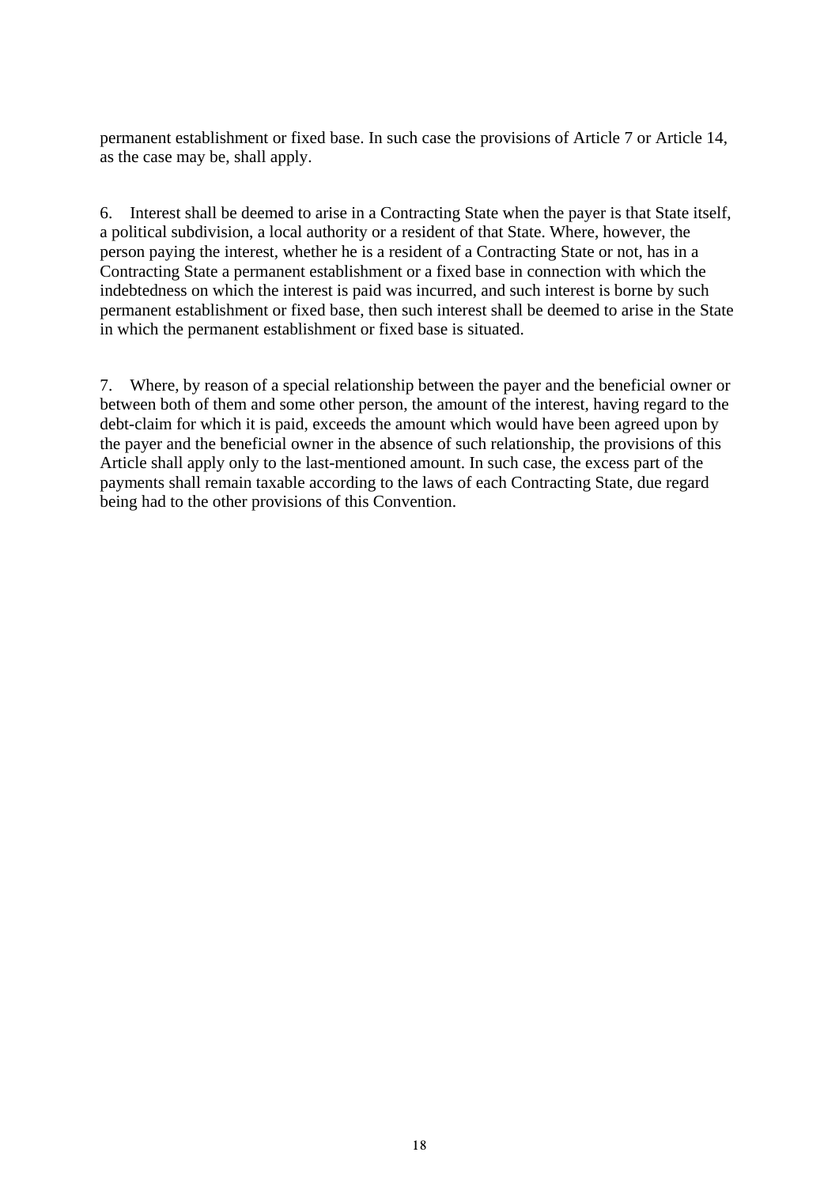permanent establishment or fixed base. In such case the provisions of Article 7 or Article 14, as the case may be, shall apply.

6. Interest shall be deemed to arise in a Contracting State when the payer is that State itself, a political subdivision, a local authority or a resident of that State. Where, however, the person paying the interest, whether he is a resident of a Contracting State or not, has in a Contracting State a permanent establishment or a fixed base in connection with which the indebtedness on which the interest is paid was incurred, and such interest is borne by such permanent establishment or fixed base, then such interest shall be deemed to arise in the State in which the permanent establishment or fixed base is situated.

7. Where, by reason of a special relationship between the payer and the beneficial owner or between both of them and some other person, the amount of the interest, having regard to the debt-claim for which it is paid, exceeds the amount which would have been agreed upon by the payer and the beneficial owner in the absence of such relationship, the provisions of this Article shall apply only to the last-mentioned amount. In such case, the excess part of the payments shall remain taxable according to the laws of each Contracting State, due regard being had to the other provisions of this Convention.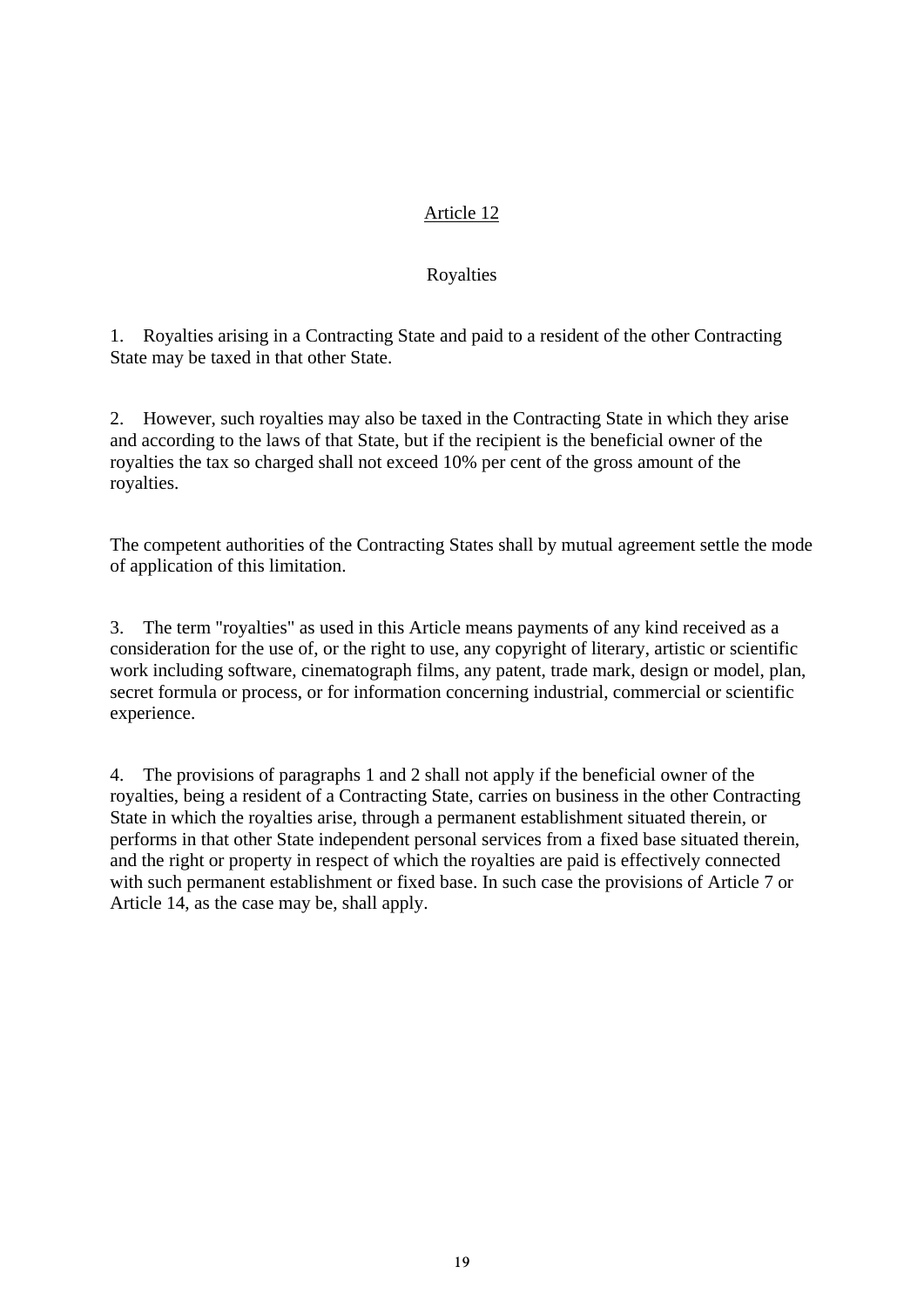## Article 12

### Royalties

1. Royalties arising in a Contracting State and paid to a resident of the other Contracting State may be taxed in that other State.

2. However, such royalties may also be taxed in the Contracting State in which they arise and according to the laws of that State, but if the recipient is the beneficial owner of the royalties the tax so charged shall not exceed 10% per cent of the gross amount of the royalties.

The competent authorities of the Contracting States shall by mutual agreement settle the mode of application of this limitation.

3. The term "royalties" as used in this Article means payments of any kind received as a consideration for the use of, or the right to use, any copyright of literary, artistic or scientific work including software, cinematograph films, any patent, trade mark, design or model, plan, secret formula or process, or for information concerning industrial, commercial or scientific experience.

4. The provisions of paragraphs 1 and 2 shall not apply if the beneficial owner of the royalties, being a resident of a Contracting State, carries on business in the other Contracting State in which the royalties arise, through a permanent establishment situated therein, or performs in that other State independent personal services from a fixed base situated therein, and the right or property in respect of which the royalties are paid is effectively connected with such permanent establishment or fixed base. In such case the provisions of Article 7 or Article 14, as the case may be, shall apply.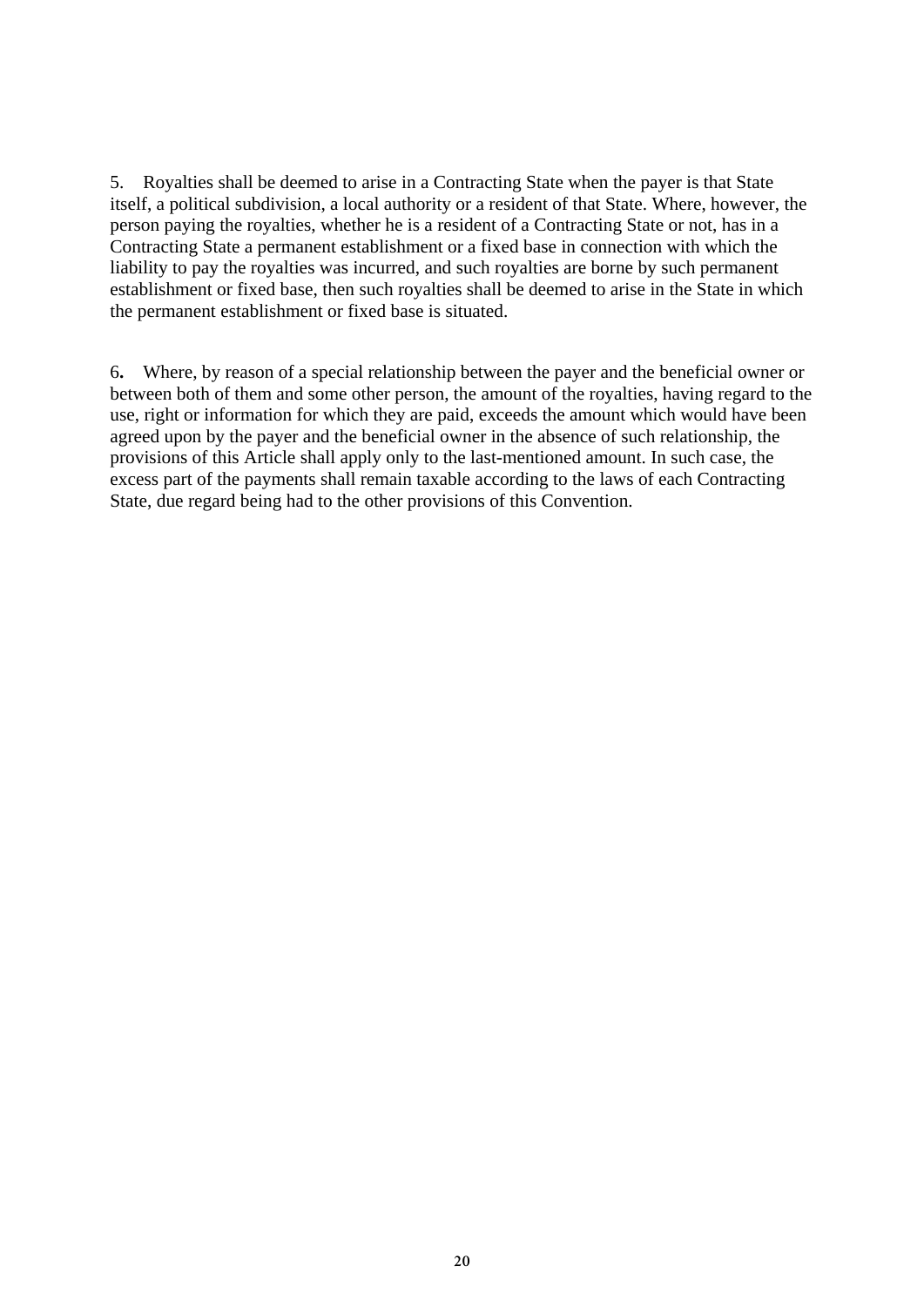5. Royalties shall be deemed to arise in a Contracting State when the payer is that State itself, a political subdivision, a local authority or a resident of that State. Where, however, the person paying the royalties, whether he is a resident of a Contracting State or not, has in a Contracting State a permanent establishment or a fixed base in connection with which the liability to pay the royalties was incurred, and such royalties are borne by such permanent establishment or fixed base, then such royalties shall be deemed to arise in the State in which the permanent establishment or fixed base is situated.

6**.** Where, by reason of a special relationship between the payer and the beneficial owner or between both of them and some other person, the amount of the royalties, having regard to the use, right or information for which they are paid, exceeds the amount which would have been agreed upon by the payer and the beneficial owner in the absence of such relationship, the provisions of this Article shall apply only to the last-mentioned amount. In such case, the excess part of the payments shall remain taxable according to the laws of each Contracting State, due regard being had to the other provisions of this Convention.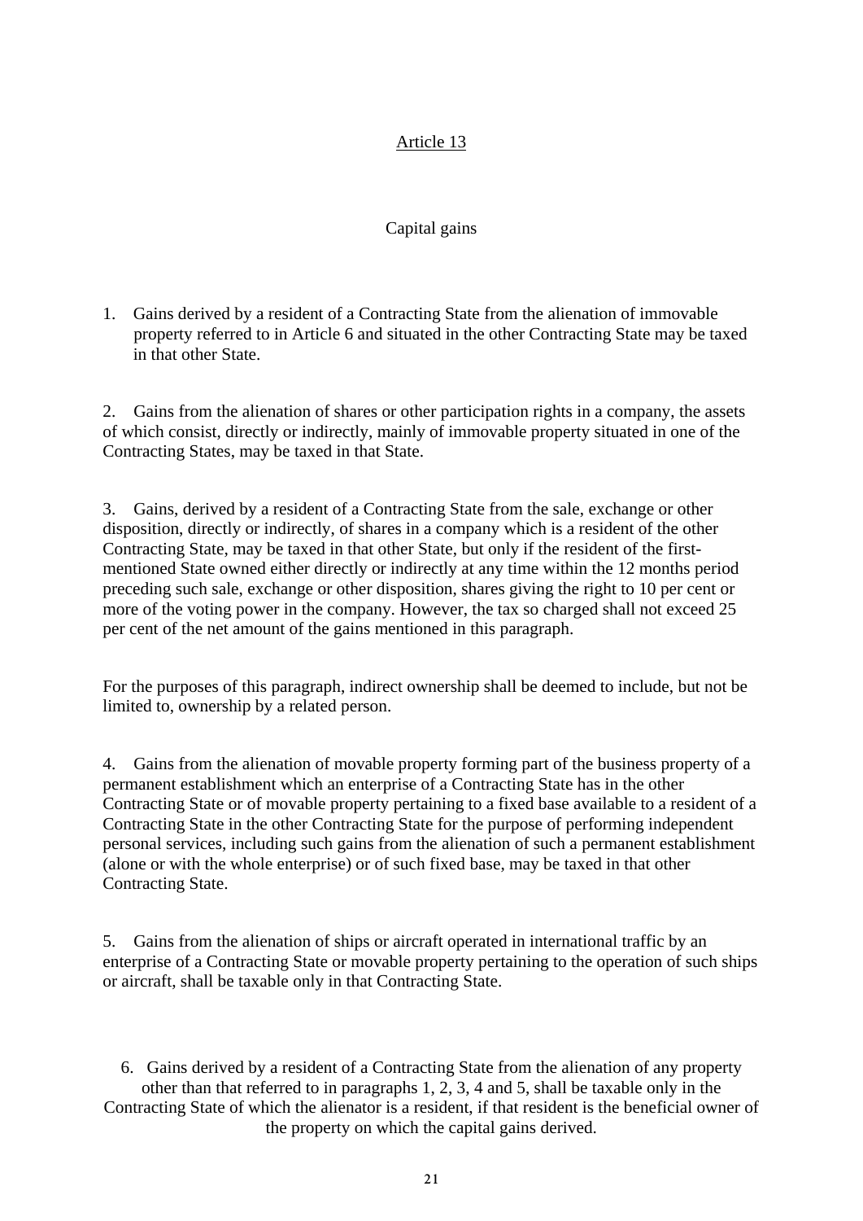## Article 13

### Capital gains

1. Gains derived by a resident of a Contracting State from the alienation of immovable property referred to in Article 6 and situated in the other Contracting State may be taxed in that other State.

2. Gains from the alienation of shares or other participation rights in a company, the assets of which consist, directly or indirectly, mainly of immovable property situated in one of the Contracting States, may be taxed in that State.

3. Gains, derived by a resident of a Contracting State from the sale, exchange or other disposition, directly or indirectly, of shares in a company which is a resident of the other Contracting State, may be taxed in that other State, but only if the resident of the first-mentioned State owned either directly or indirectly at any time within the 12 months period preceding such sale, exchange or other disposition, shares giving the right to 10 per cent or more of the voting power in the company. However, the tax so charged shall not exceed 25 per cent of the net amount of the gains mentioned in this paragraph.

For the purposes of this paragraph, indirect ownership shall be deemed to include, but not be limited to, ownership by a related person.

4. Gains from the alienation of movable property forming part of the business property of a permanent establishment which an enterprise of a Contracting State has in the other Contracting State or of movable property pertaining to a fixed base available to a resident of a Contracting State in the other Contracting State for the purpose of performing independent personal services, including such gains from the alienation of such a permanent establishment (alone or with the whole enterprise) or of such fixed base, may be taxed in that other Contracting State.

5. Gains from the alienation of ships or aircraft operated in international traffic by an enterprise of a Contracting State or movable property pertaining to the operation of such ships or aircraft, shall be taxable only in that Contracting State.

6. Gains derived by a resident of a Contracting State from the alienation of any property other than that referred to in paragraphs 1, 2, 3, 4 and 5, shall be taxable only in the Contracting State of which the alienator is a resident, if that resident is the beneficial owner of the property on which the capital gains derived.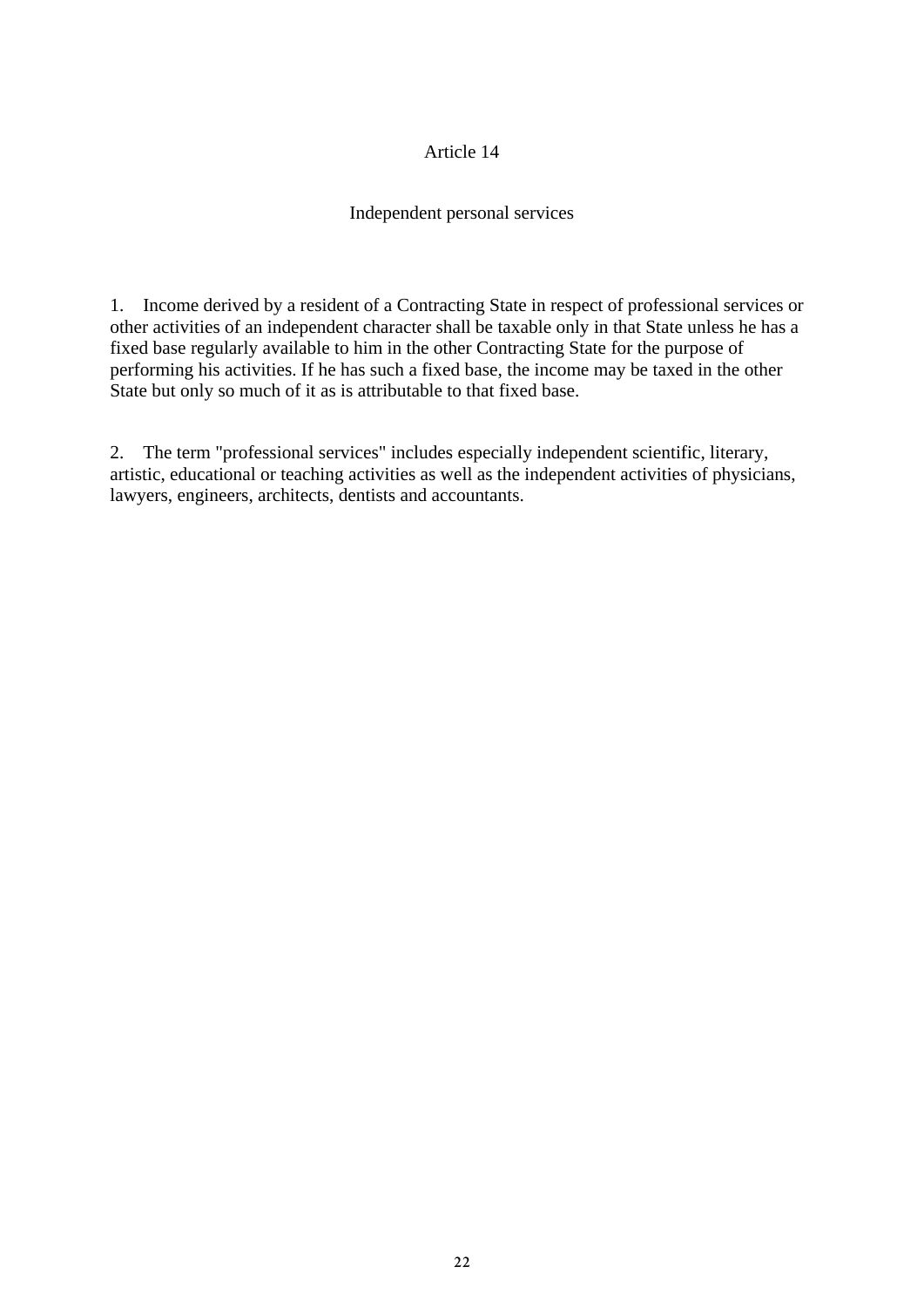## Article 14

### Independent personal services

1. Income derived by a resident of a Contracting State in respect of professional services or other activities of an independent character shall be taxable only in that State unless he has a fixed base regularly available to him in the other Contracting State for the purpose of performing his activities. If he has such a fixed base, the income may be taxed in the other State but only so much of it as is attributable to that fixed base.

2. The term "professional services" includes especially independent scientific, literary, artistic, educational or teaching activities as well as the independent activities of physicians, lawyers, engineers, architects, dentists and accountants.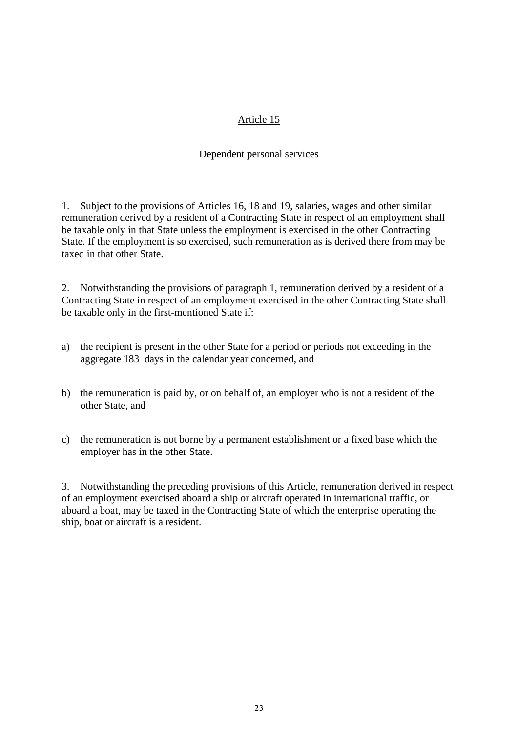## Article 15

### Dependent personal services

1. Subject to the provisions of Articles 16, 18 and 19, salaries, wages and other similar remuneration derived by a resident of a Contracting State in respect of an employment shall be taxable only in that State unless the employment is exercised in the other Contracting State. If the employment is so exercised, such remuneration as is derived there from may be taxed in that other State.

2. Notwithstanding the provisions of paragraph 1, remuneration derived by a resident of a Contracting State in respect of an employment exercised in the other Contracting State shall be taxable only in the first-mentioned State if:

a) the recipient is present in the other State for a period or periods not exceeding in the aggregate 183 days in the calendar year concerned, and

b) the remuneration is paid by, or on behalf of, an employer who is not a resident of the other State, and

c) the remuneration is not borne by a permanent establishment or a fixed base which the employer has in the other State.

3. Notwithstanding the preceding provisions of this Article, remuneration derived in respect of an employment exercised aboard a ship or aircraft operated in international traffic, or aboard a boat, may be taxed in the Contracting State of which the enterprise operating the ship, boat or aircraft is a resident.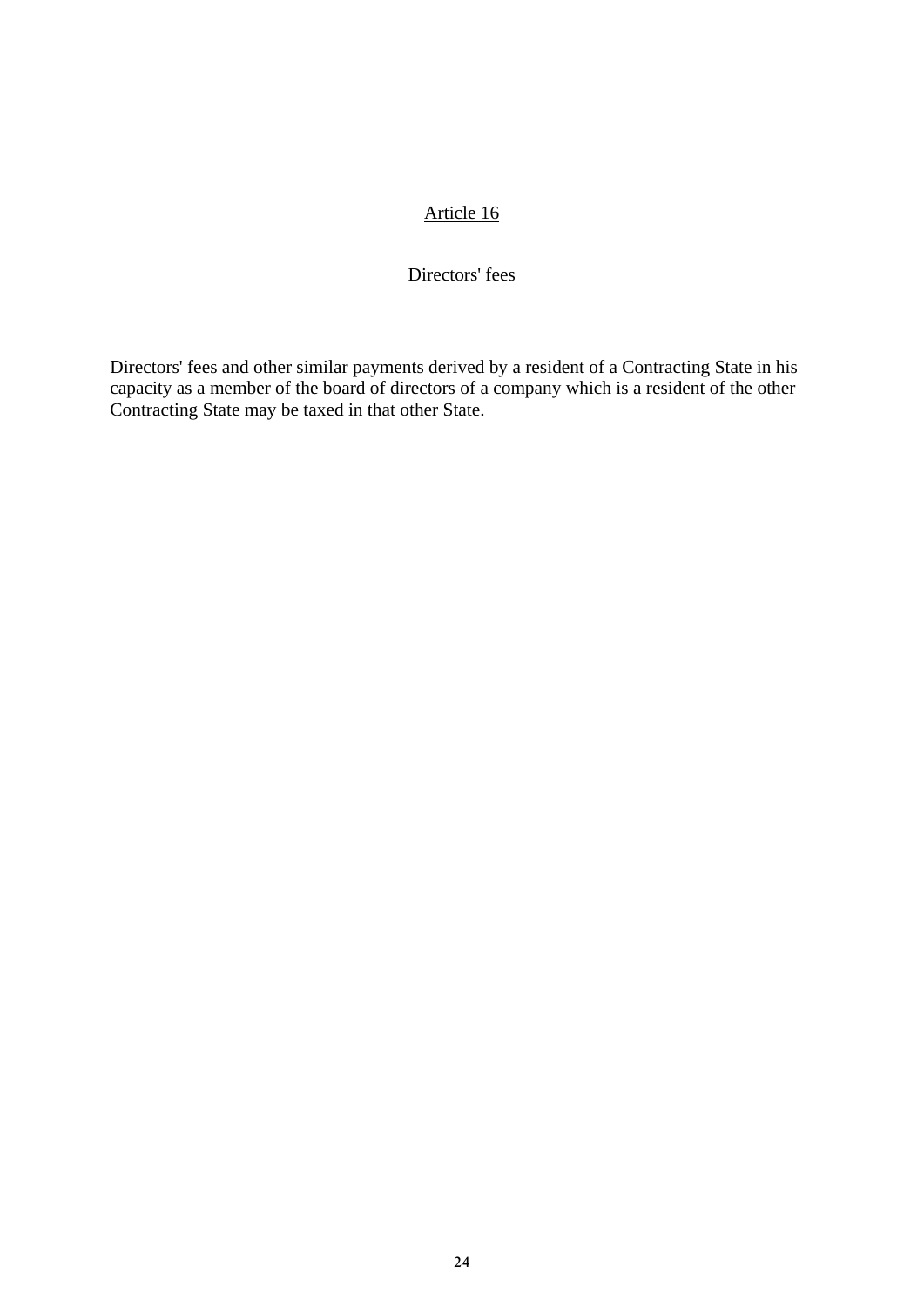## Article 16

### Directors' fees

Directors' fees and other similar payments derived by a resident of a Contracting State in his capacity as a member of the board of directors of a company which is a resident of the other Contracting State may be taxed in that other State.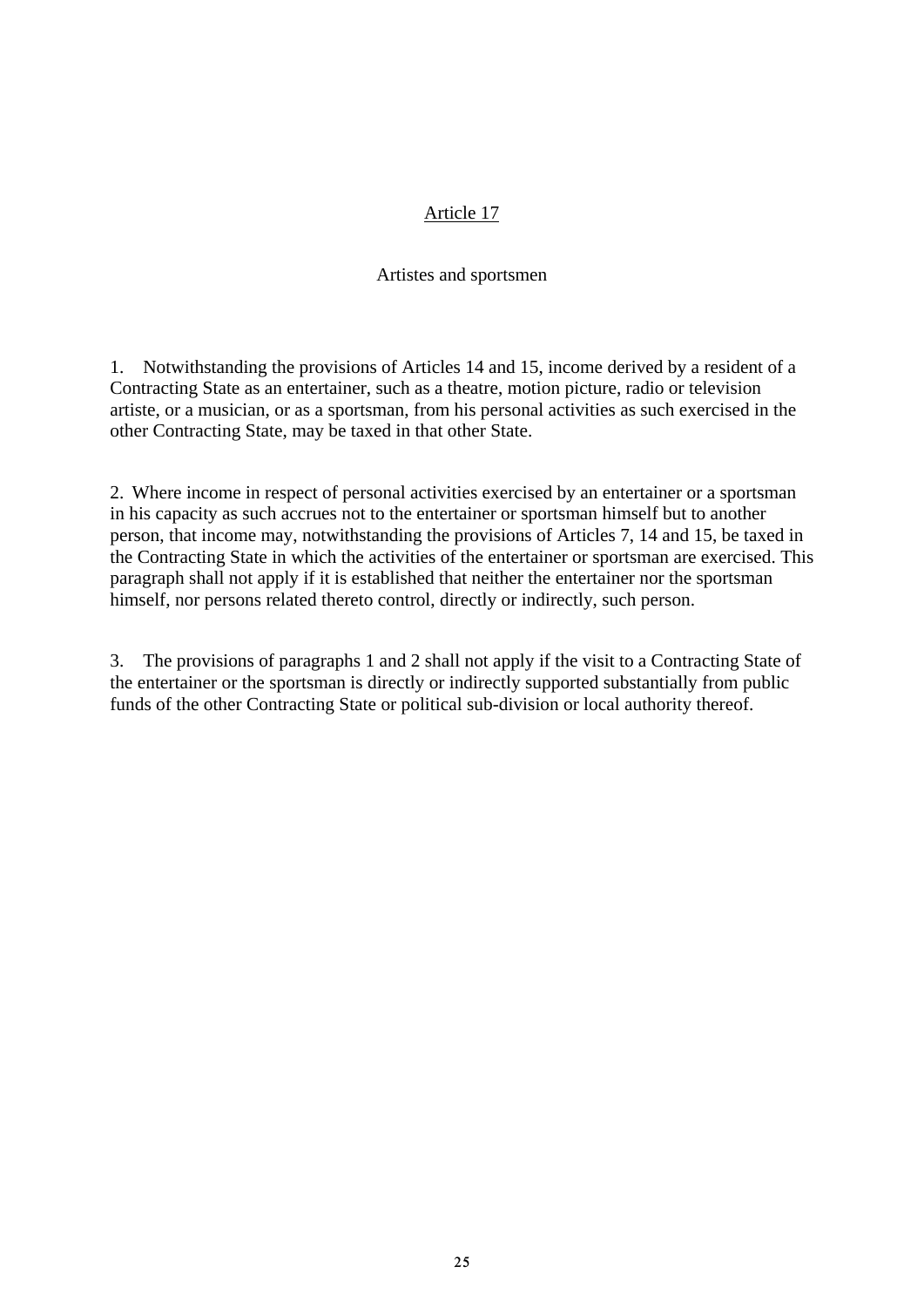## Article 17

### Artistes and sportsmen

1. Notwithstanding the provisions of Articles 14 and 15, income derived by a resident of a Contracting State as an entertainer, such as a theatre, motion picture, radio or television artiste, or a musician, or as a sportsman, from his personal activities as such exercised in the other Contracting State, may be taxed in that other State.

2. Where income in respect of personal activities exercised by an entertainer or a sportsman in his capacity as such accrues not to the entertainer or sportsman himself but to another person, that income may, notwithstanding the provisions of Articles 7, 14 and 15, be taxed in the Contracting State in which the activities of the entertainer or sportsman are exercised. This paragraph shall not apply if it is established that neither the entertainer nor the sportsman himself, nor persons related thereto control, directly or indirectly, such person.

3. The provisions of paragraphs 1 and 2 shall not apply if the visit to a Contracting State of the entertainer or the sportsman is directly or indirectly supported substantially from public funds of the other Contracting State or political sub-division or local authority thereof.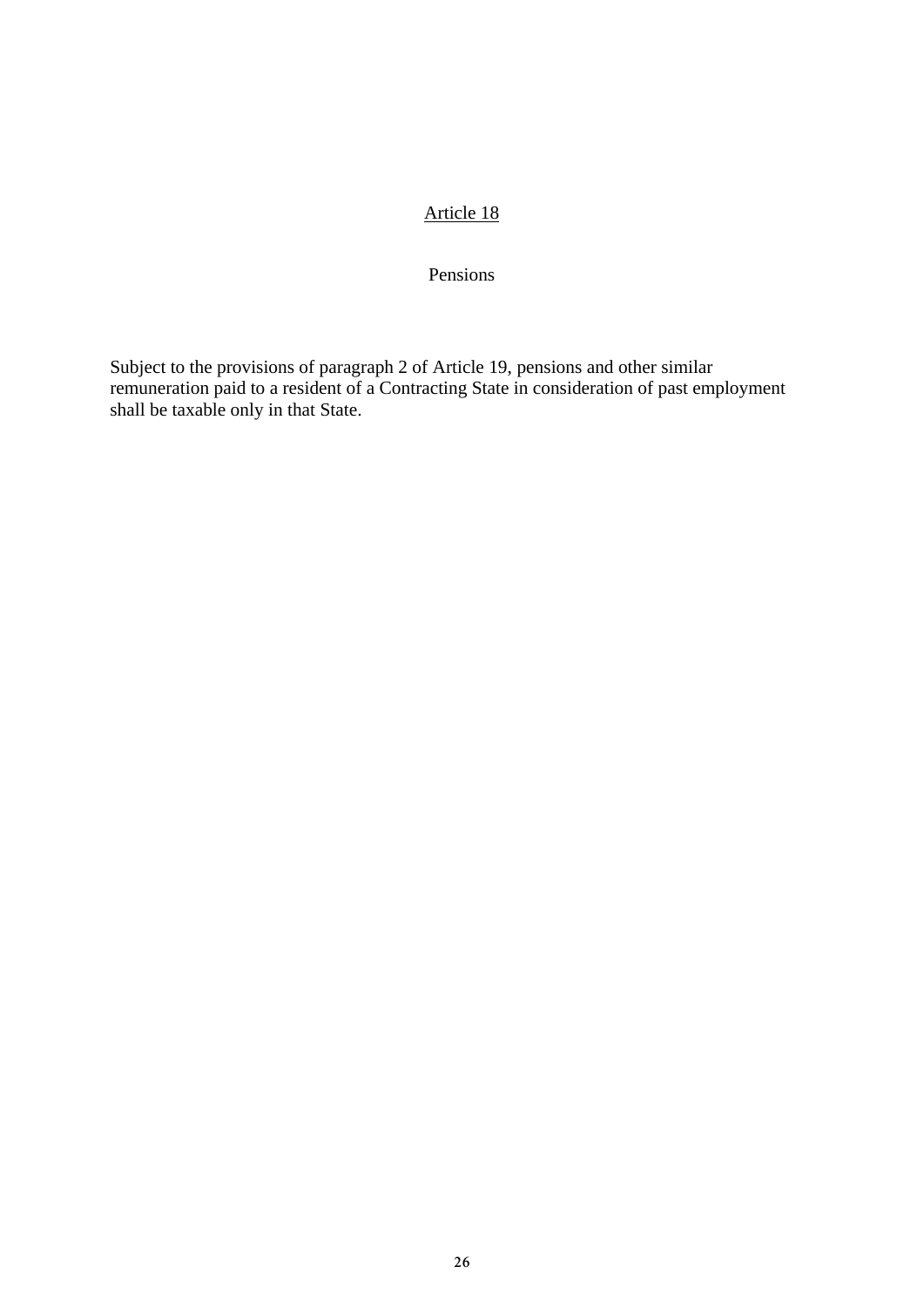## Article 18

### Pensions

Subject to the provisions of paragraph 2 of Article 19, pensions and other similar remuneration paid to a resident of a Contracting State in consideration of past employment shall be taxable only in that State.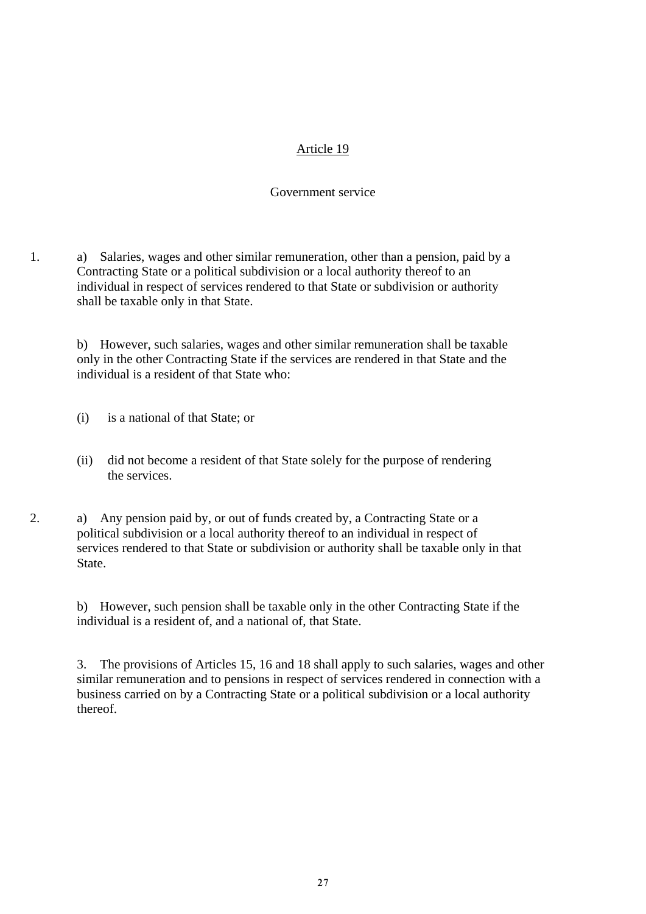## Article 19

### Government service

1. a) Salaries, wages and other similar remuneration, other than a pension, paid by a Contracting State or a political subdivision or a local authority thereof to an individual in respect of services rendered to that State or subdivision or authority shall be taxable only in that State.

   b) However, such salaries, wages and other similar remuneration shall be taxable only in the other Contracting State if the services are rendered in that State and the individual is a resident of that State who:

   (i) is a national of that State; or

   (ii) did not become a resident of that State solely for the purpose of rendering the services.

2. a) Any pension paid by, or out of funds created by, a Contracting State or a political subdivision or a local authority thereof to an individual in respect of services rendered to that State or subdivision or authority shall be taxable only in that State.

   b) However, such pension shall be taxable only in the other Contracting State if the individual is a resident of, and a national of, that State.

3. The provisions of Articles 15, 16 and 18 shall apply to such salaries, wages and other similar remuneration and to pensions in respect of services rendered in connection with a business carried on by a Contracting State or a political subdivision or a local authority thereof.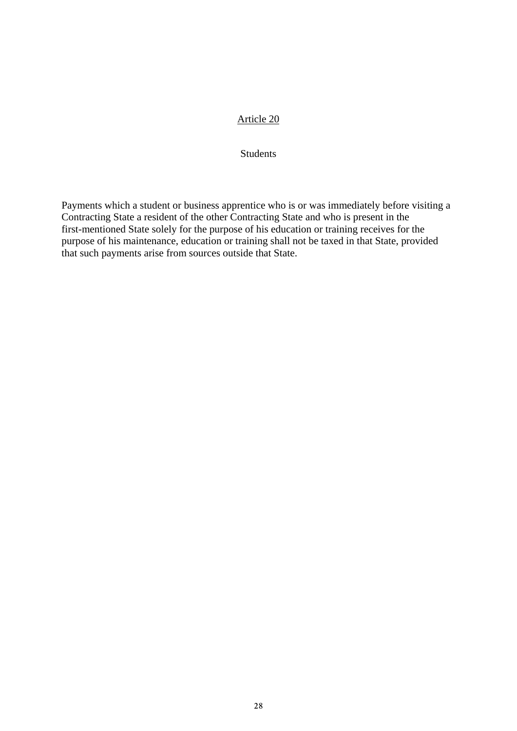## Article 20

### Students

Payments which a student or business apprentice who is or was immediately before visiting a Contracting State a resident of the other Contracting State and who is present in the first-mentioned State solely for the purpose of his education or training receives for the purpose of his maintenance, education or training shall not be taxed in that State, provided that such payments arise from sources outside that State.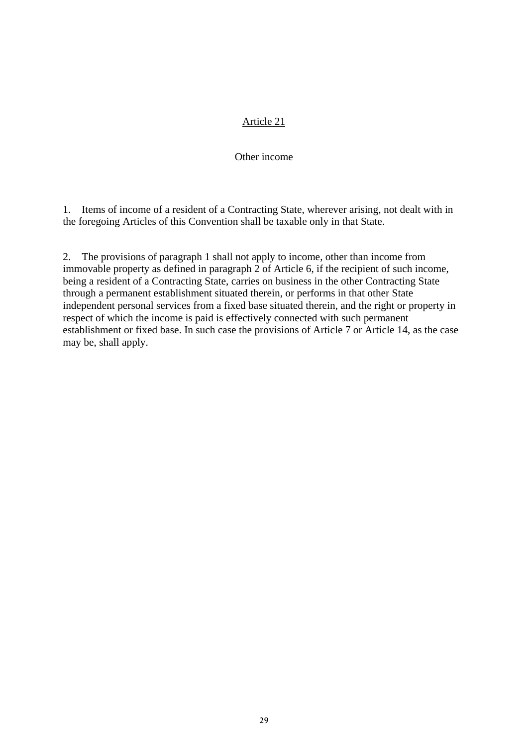## Article 21

### Other income

1. Items of income of a resident of a Contracting State, wherever arising, not dealt with in the foregoing Articles of this Convention shall be taxable only in that State.

2. The provisions of paragraph 1 shall not apply to income, other than income from immovable property as defined in paragraph 2 of Article 6, if the recipient of such income, being a resident of a Contracting State, carries on business in the other Contracting State through a permanent establishment situated therein, or performs in that other State independent personal services from a fixed base situated therein, and the right or property in respect of which the income is paid is effectively connected with such permanent establishment or fixed base. In such case the provisions of Article 7 or Article 14, as the case may be, shall apply.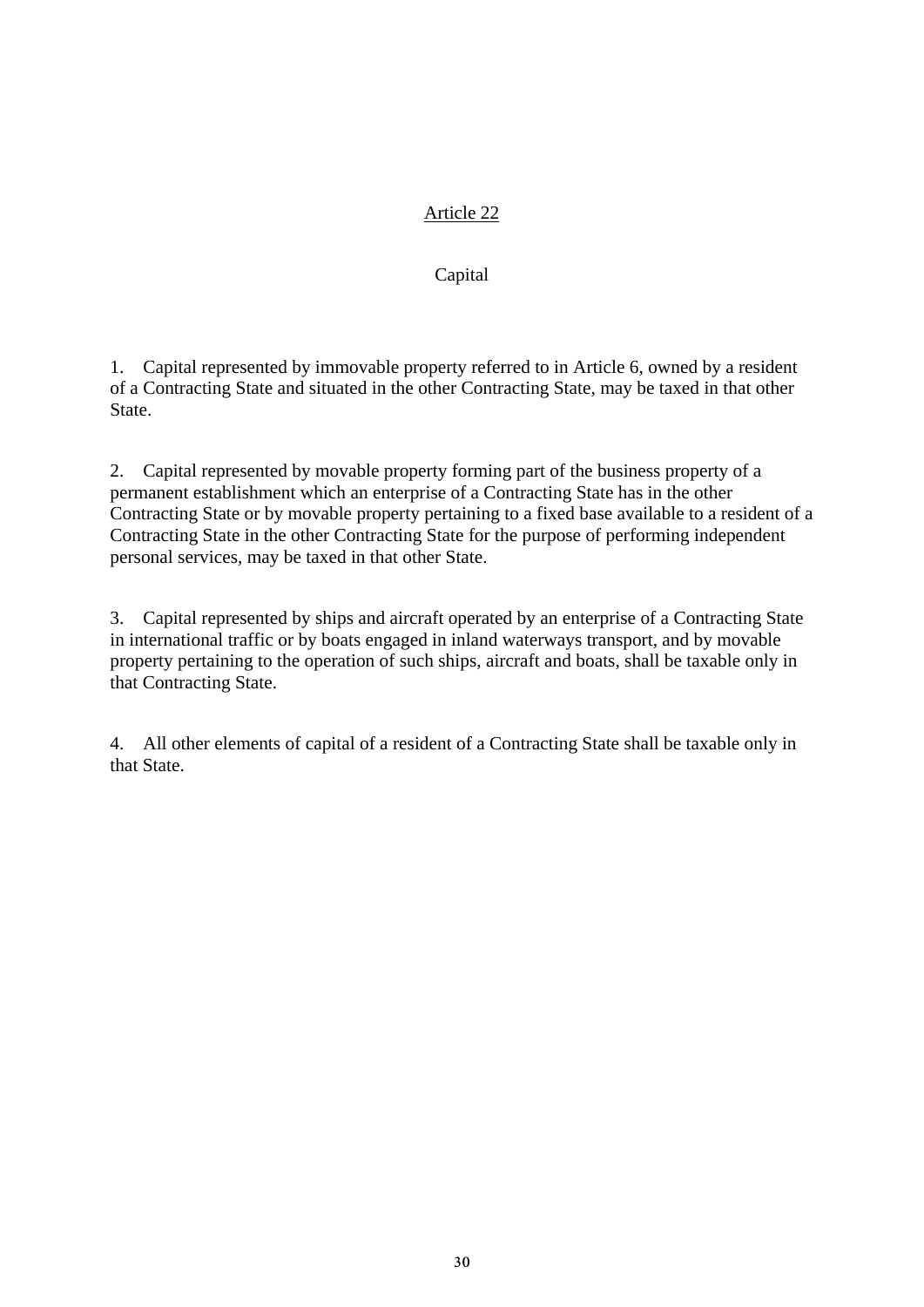## Article 22

### Capital

1. Capital represented by immovable property referred to in Article 6, owned by a resident of a Contracting State and situated in the other Contracting State, may be taxed in that other State.

2. Capital represented by movable property forming part of the business property of a permanent establishment which an enterprise of a Contracting State has in the other Contracting State or by movable property pertaining to a fixed base available to a resident of a Contracting State in the other Contracting State for the purpose of performing independent personal services, may be taxed in that other State.

3. Capital represented by ships and aircraft operated by an enterprise of a Contracting State in international traffic or by boats engaged in inland waterways transport, and by movable property pertaining to the operation of such ships, aircraft and boats, shall be taxable only in that Contracting State.

4. All other elements of capital of a resident of a Contracting State shall be taxable only in that State.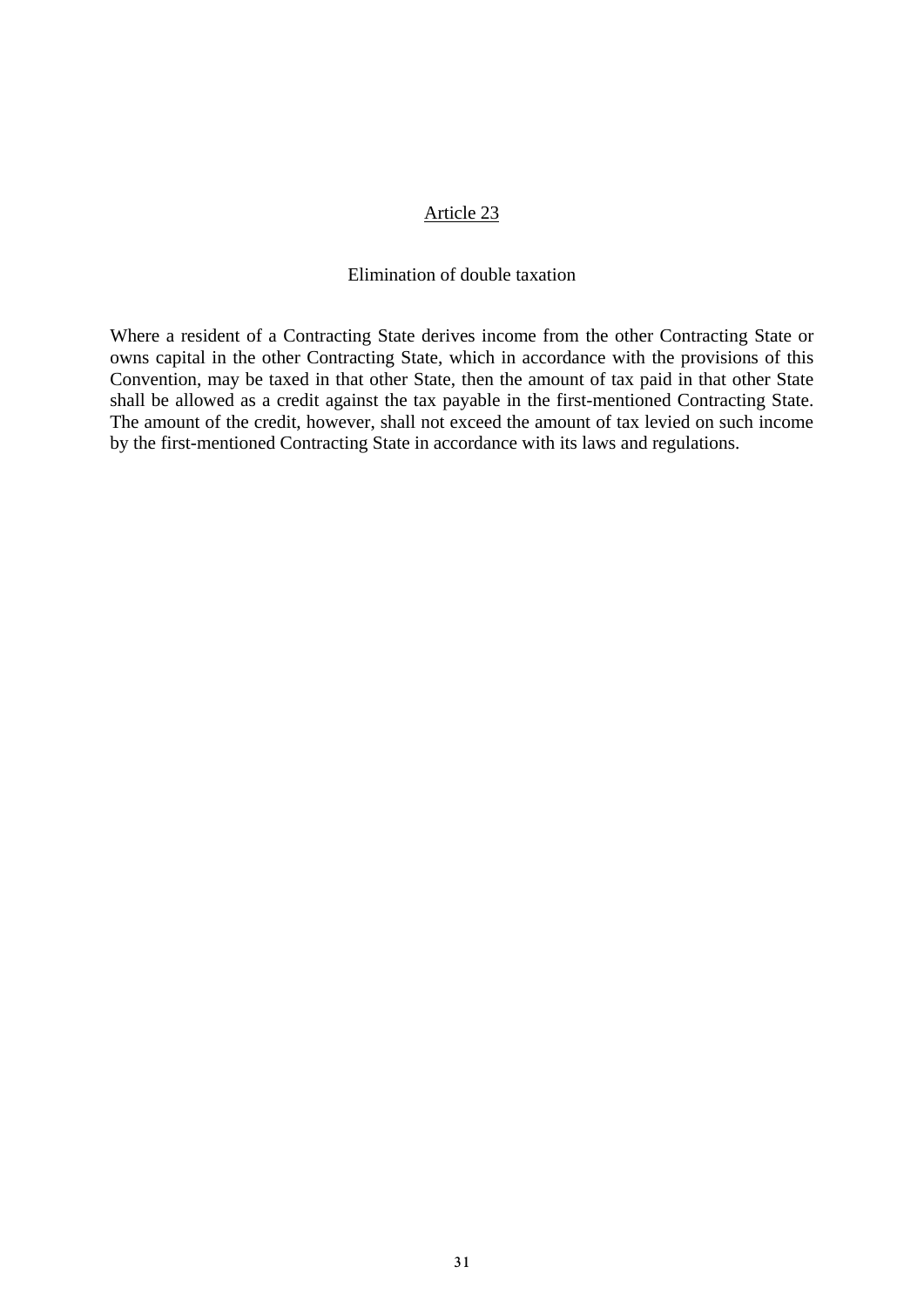## Article 23

### Elimination of double taxation

Where a resident of a Contracting State derives income from the other Contracting State or owns capital in the other Contracting State, which in accordance with the provisions of this Convention, may be taxed in that other State, then the amount of tax paid in that other State shall be allowed as a credit against the tax payable in the first-mentioned Contracting State. The amount of the credit, however, shall not exceed the amount of tax levied on such income by the first-mentioned Contracting State in accordance with its laws and regulations.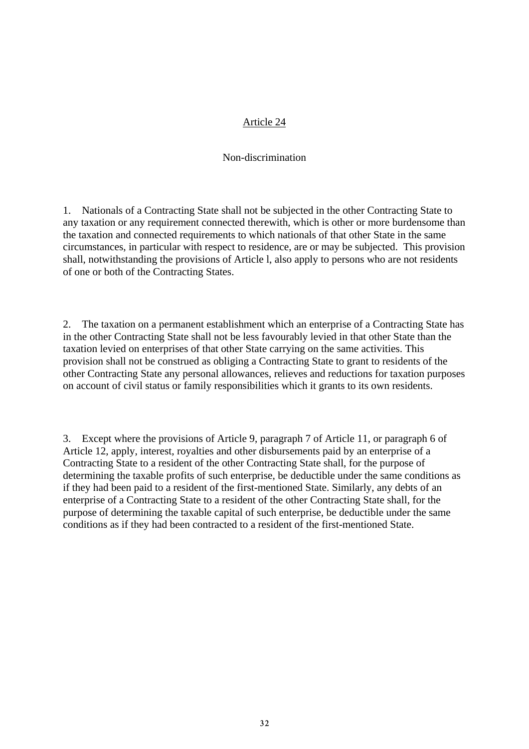## Article 24

### Non-discrimination

1. Nationals of a Contracting State shall not be subjected in the other Contracting State to any taxation or any requirement connected therewith, which is other or more burdensome than the taxation and connected requirements to which nationals of that other State in the same circumstances, in particular with respect to residence, are or may be subjected. This provision shall, notwithstanding the provisions of Article l, also apply to persons who are not residents of one or both of the Contracting States.

2. The taxation on a permanent establishment which an enterprise of a Contracting State has in the other Contracting State shall not be less favourably levied in that other State than the taxation levied on enterprises of that other State carrying on the same activities. This provision shall not be construed as obliging a Contracting State to grant to residents of the other Contracting State any personal allowances, relieves and reductions for taxation purposes on account of civil status or family responsibilities which it grants to its own residents.

3. Except where the provisions of Article 9, paragraph 7 of Article 11, or paragraph 6 of Article 12, apply, interest, royalties and other disbursements paid by an enterprise of a Contracting State to a resident of the other Contracting State shall, for the purpose of determining the taxable profits of such enterprise, be deductible under the same conditions as if they had been paid to a resident of the first-mentioned State. Similarly, any debts of an enterprise of a Contracting State to a resident of the other Contracting State shall, for the purpose of determining the taxable capital of such enterprise, be deductible under the same conditions as if they had been contracted to a resident of the first-mentioned State.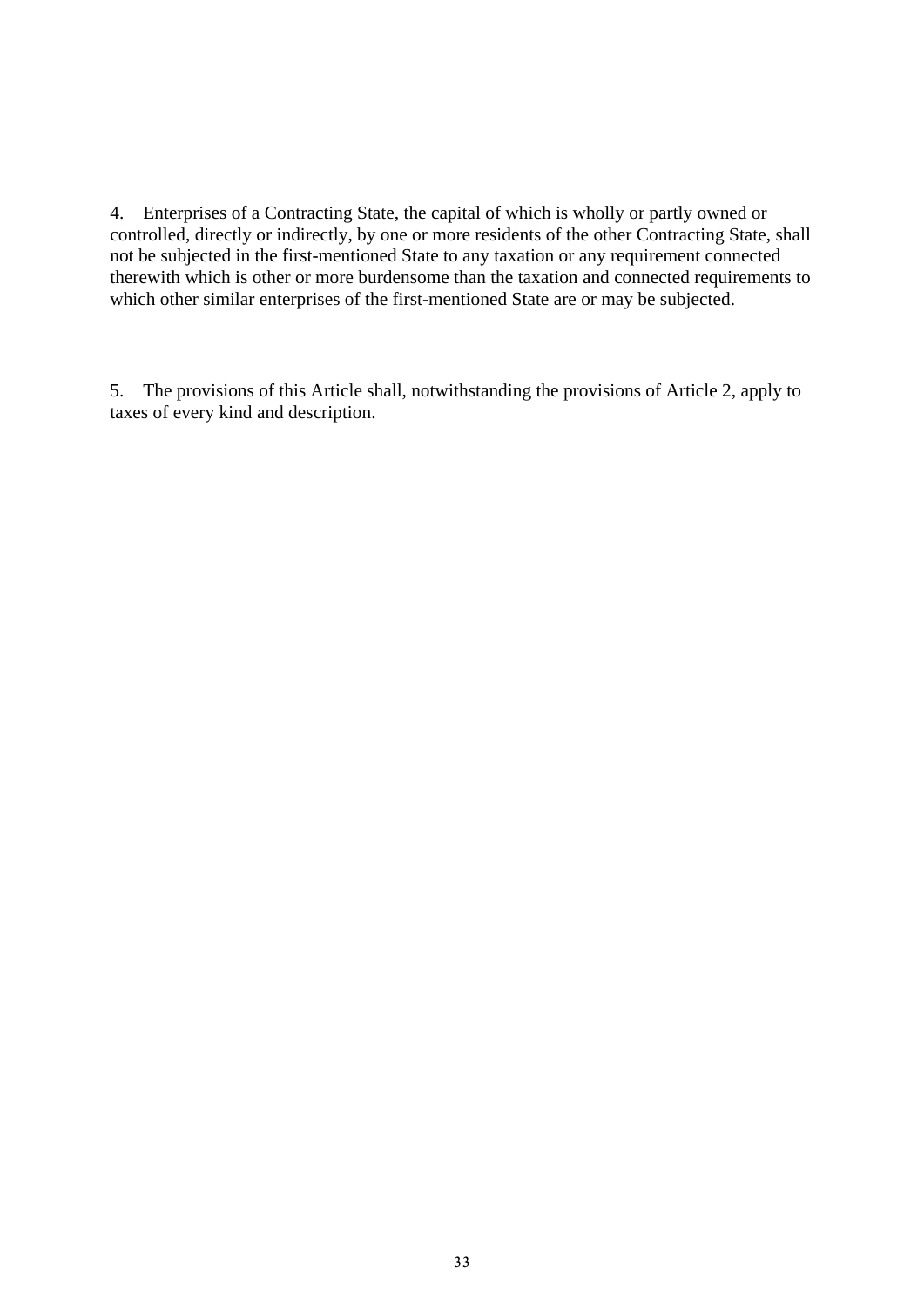4. Enterprises of a Contracting State, the capital of which is wholly or partly owned or controlled, directly or indirectly, by one or more residents of the other Contracting State, shall not be subjected in the first-mentioned State to any taxation or any requirement connected therewith which is other or more burdensome than the taxation and connected requirements to which other similar enterprises of the first-mentioned State are or may be subjected.

5. The provisions of this Article shall, notwithstanding the provisions of Article 2, apply to taxes of every kind and description.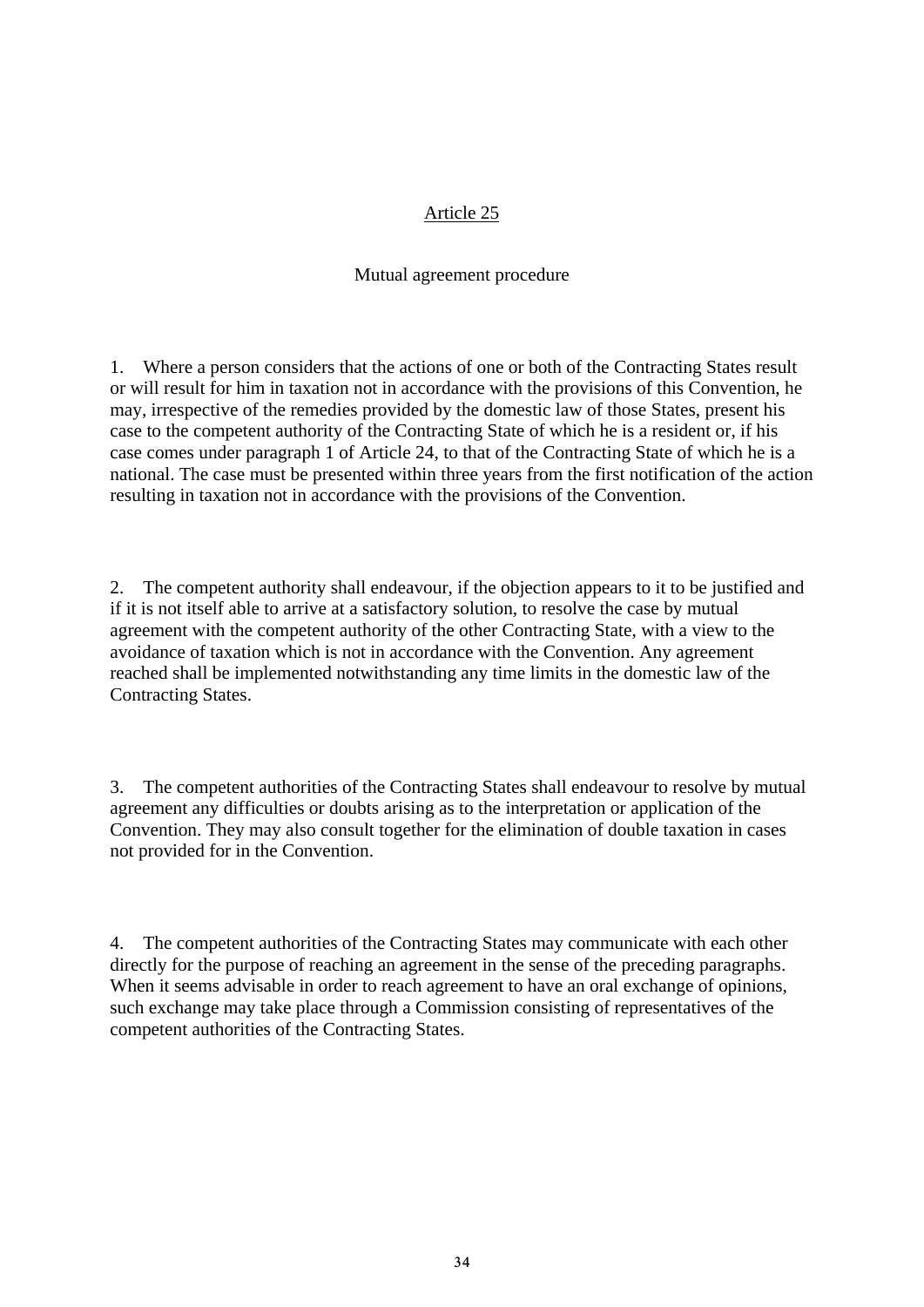## Article 25

### Mutual agreement procedure

1. Where a person considers that the actions of one or both of the Contracting States result or will result for him in taxation not in accordance with the provisions of this Convention, he may, irrespective of the remedies provided by the domestic law of those States, present his case to the competent authority of the Contracting State of which he is a resident or, if his case comes under paragraph 1 of Article 24, to that of the Contracting State of which he is a national. The case must be presented within three years from the first notification of the action resulting in taxation not in accordance with the provisions of the Convention.

2. The competent authority shall endeavour, if the objection appears to it to be justified and if it is not itself able to arrive at a satisfactory solution, to resolve the case by mutual agreement with the competent authority of the other Contracting State, with a view to the avoidance of taxation which is not in accordance with the Convention. Any agreement reached shall be implemented notwithstanding any time limits in the domestic law of the Contracting States.

3. The competent authorities of the Contracting States shall endeavour to resolve by mutual agreement any difficulties or doubts arising as to the interpretation or application of the Convention. They may also consult together for the elimination of double taxation in cases not provided for in the Convention.

4. The competent authorities of the Contracting States may communicate with each other directly for the purpose of reaching an agreement in the sense of the preceding paragraphs. When it seems advisable in order to reach agreement to have an oral exchange of opinions, such exchange may take place through a Commission consisting of representatives of the competent authorities of the Contracting States.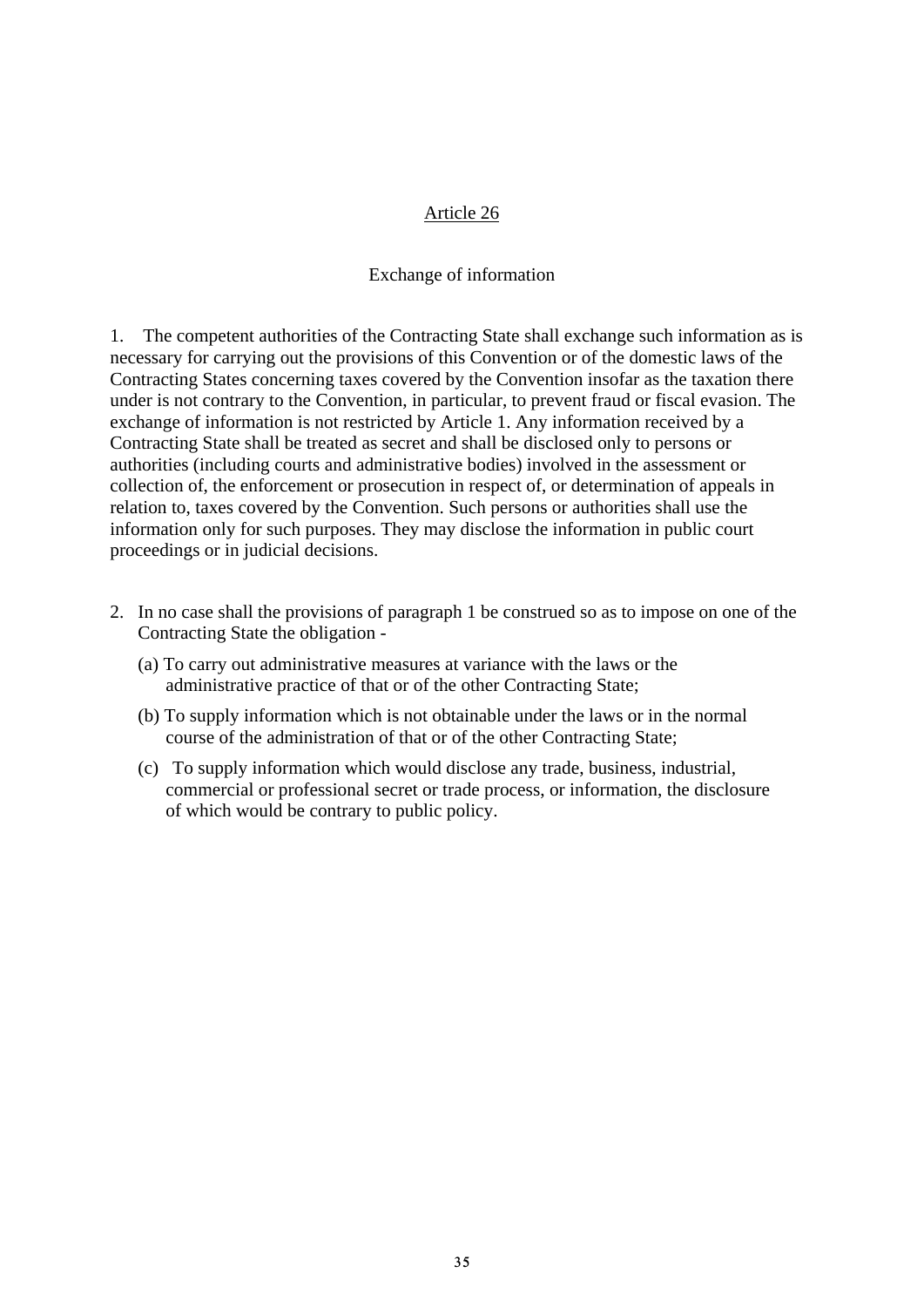## Article 26

### Exchange of information

1. The competent authorities of the Contracting State shall exchange such information as is necessary for carrying out the provisions of this Convention or of the domestic laws of the Contracting States concerning taxes covered by the Convention insofar as the taxation there under is not contrary to the Convention, in particular, to prevent fraud or fiscal evasion. The exchange of information is not restricted by Article 1. Any information received by a Contracting State shall be treated as secret and shall be disclosed only to persons or authorities (including courts and administrative bodies) involved in the assessment or collection of, the enforcement or prosecution in respect of, or determination of appeals in relation to, taxes covered by the Convention. Such persons or authorities shall use the information only for such purposes. They may disclose the information in public court proceedings or in judicial decisions.

2. In no case shall the provisions of paragraph 1 be construed so as to impose on one of the Contracting State the obligation -

   (a) To carry out administrative measures at variance with the laws or the administrative practice of that or of the other Contracting State;

   (b) To supply information which is not obtainable under the laws or in the normal course of the administration of that or of the other Contracting State;

   (c) To supply information which would disclose any trade, business, industrial, commercial or professional secret or trade process, or information, the disclosure of which would be contrary to public policy.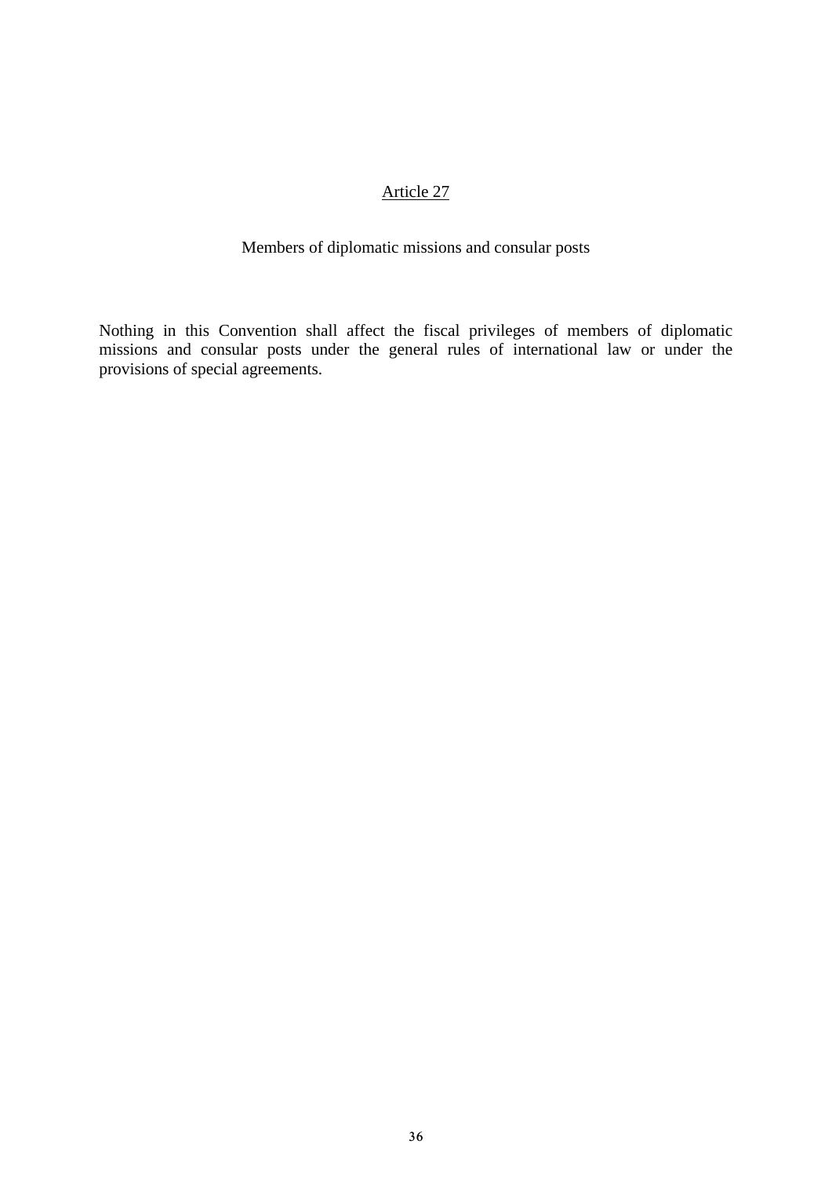## Article 27

### Members of diplomatic missions and consular posts

Nothing in this Convention shall affect the fiscal privileges of members of diplomatic missions and consular posts under the general rules of international law or under the provisions of special agreements.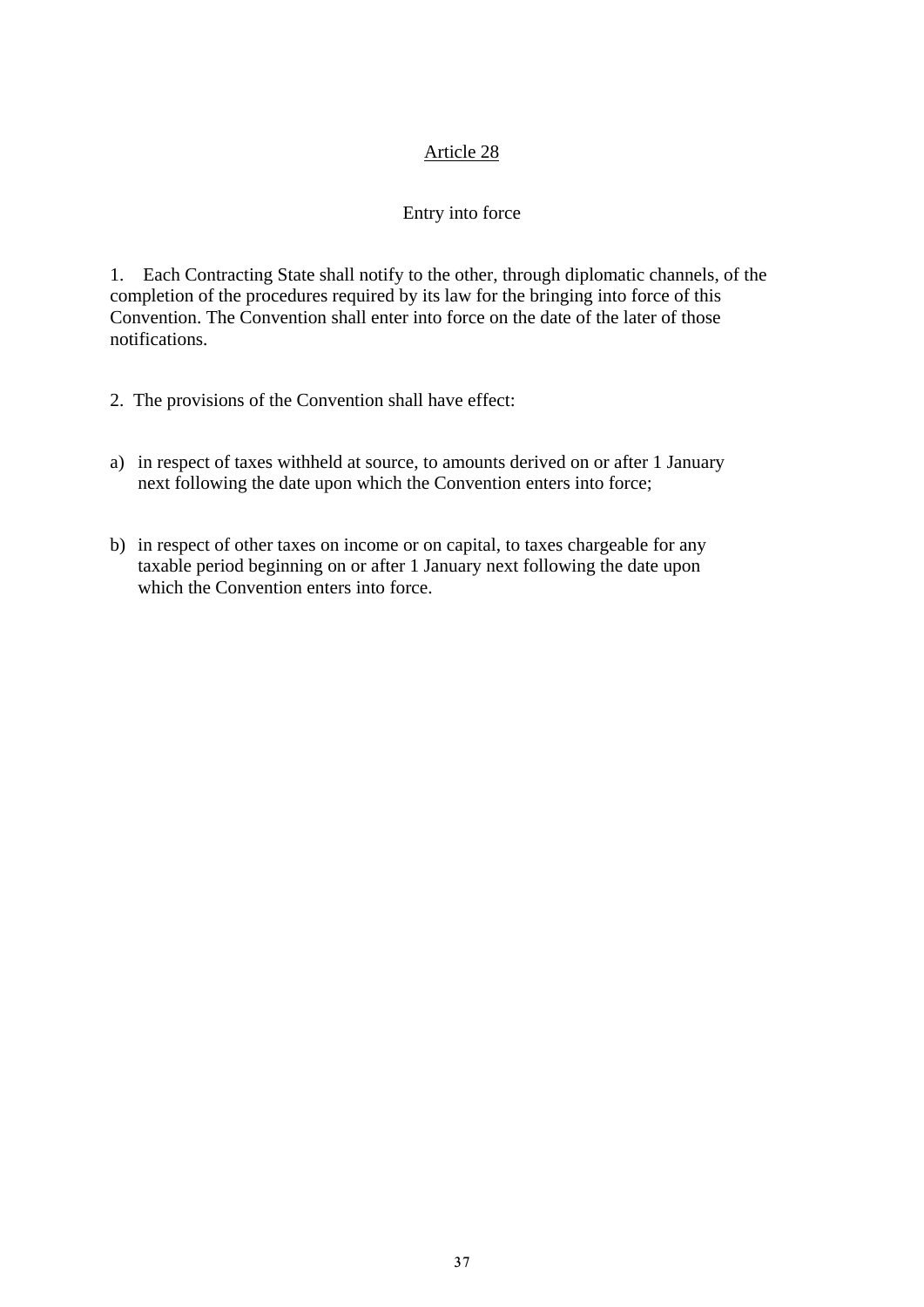## Article 28

### Entry into force

1. Each Contracting State shall notify to the other, through diplomatic channels, of the completion of the procedures required by its law for the bringing into force of this Convention. The Convention shall enter into force on the date of the later of those notifications.

2. The provisions of the Convention shall have effect:

a) in respect of taxes withheld at source, to amounts derived on or after 1 January next following the date upon which the Convention enters into force;

b) in respect of other taxes on income or on capital, to taxes chargeable for any taxable period beginning on or after 1 January next following the date upon which the Convention enters into force.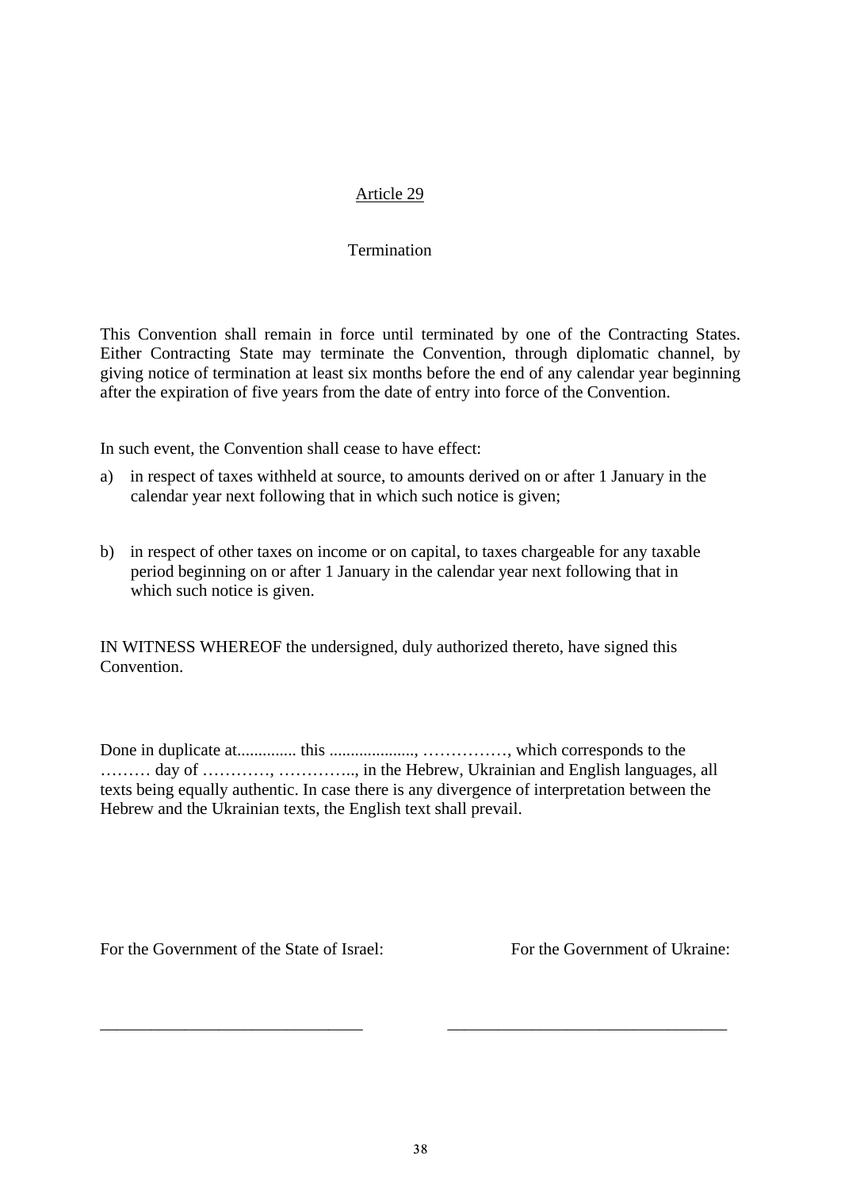## Article 29

## Termination

This Convention shall remain in force until terminated by one of the Contracting States. Either Contracting State may terminate the Convention, through diplomatic channel, by giving notice of termination at least six months before the end of any calendar year beginning after the expiration of five years from the date of entry into force of the Convention.

In such event, the Convention shall cease to have effect:

a) in respect of taxes withheld at source, to amounts derived on or after 1 January in the calendar year next following that in which such notice is given;

b) in respect of other taxes on income or on capital, to taxes chargeable for any taxable period beginning on or after 1 January in the calendar year next following that in which such notice is given.

IN WITNESS WHEREOF the undersigned, duly authorized thereto, have signed this Convention.

Done in duplicate at.............. this ...................., ……………, which corresponds to the ……… day of …………, ………….., in the Hebrew, Ukrainian and English languages, all texts being equally authentic. In case there is any divergence of interpretation between the Hebrew and the Ukrainian texts, the English text shall prevail.

For the Government of the State of Israel:

_______________________________

For the Government of Ukraine:

_________________________________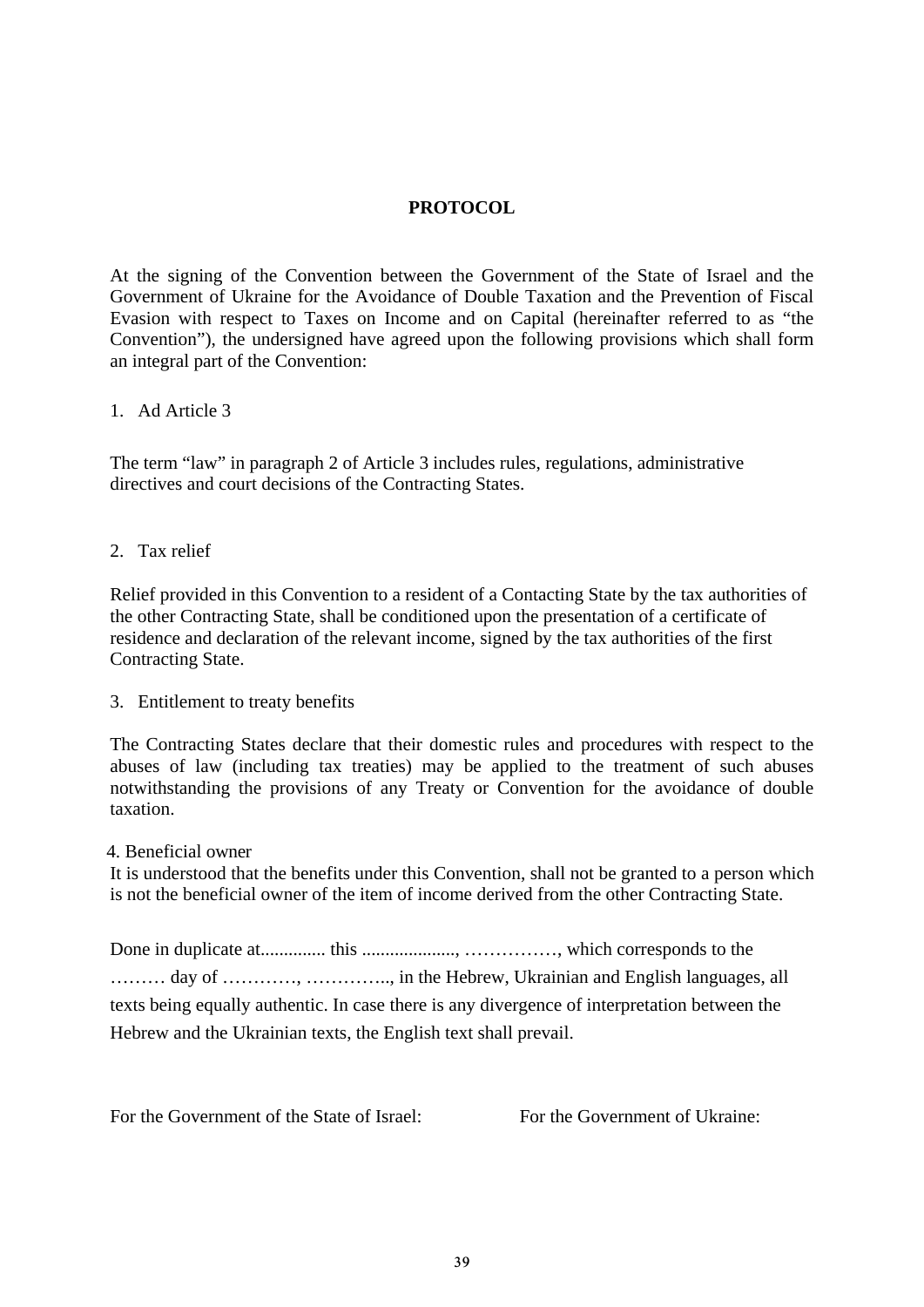# PROTOCOL

At the signing of the Convention between the Government of the State of Israel and the Government of Ukraine for the Avoidance of Double Taxation and the Prevention of Fiscal Evasion with respect to Taxes on Income and on Capital (hereinafter referred to as "the Convention"), the undersigned have agreed upon the following provisions which shall form an integral part of the Convention:

1. Ad Article 3

The term "law" in paragraph 2 of Article 3 includes rules, regulations, administrative directives and court decisions of the Contracting States.

2. Tax relief

Relief provided in this Convention to a resident of a Contacting State by the tax authorities of the other Contracting State, shall be conditioned upon the presentation of a certificate of residence and declaration of the relevant income, signed by the tax authorities of the first Contracting State.

3. Entitlement to treaty benefits

The Contracting States declare that their domestic rules and procedures with respect to the abuses of law (including tax treaties) may be applied to the treatment of such abuses notwithstanding the provisions of any Treaty or Convention for the avoidance of double taxation.

4. Beneficial owner

It is understood that the benefits under this Convention, shall not be granted to a person which is not the beneficial owner of the item of income derived from the other Contracting State.

Done in duplicate at.............. this ...................., ……………, which corresponds to the ……… day of …………, ………….., in the Hebrew, Ukrainian and English languages, all texts being equally authentic. In case there is any divergence of interpretation between the Hebrew and the Ukrainian texts, the English text shall prevail.

For the Government of the State of Israel:

For the Government of Ukraine: